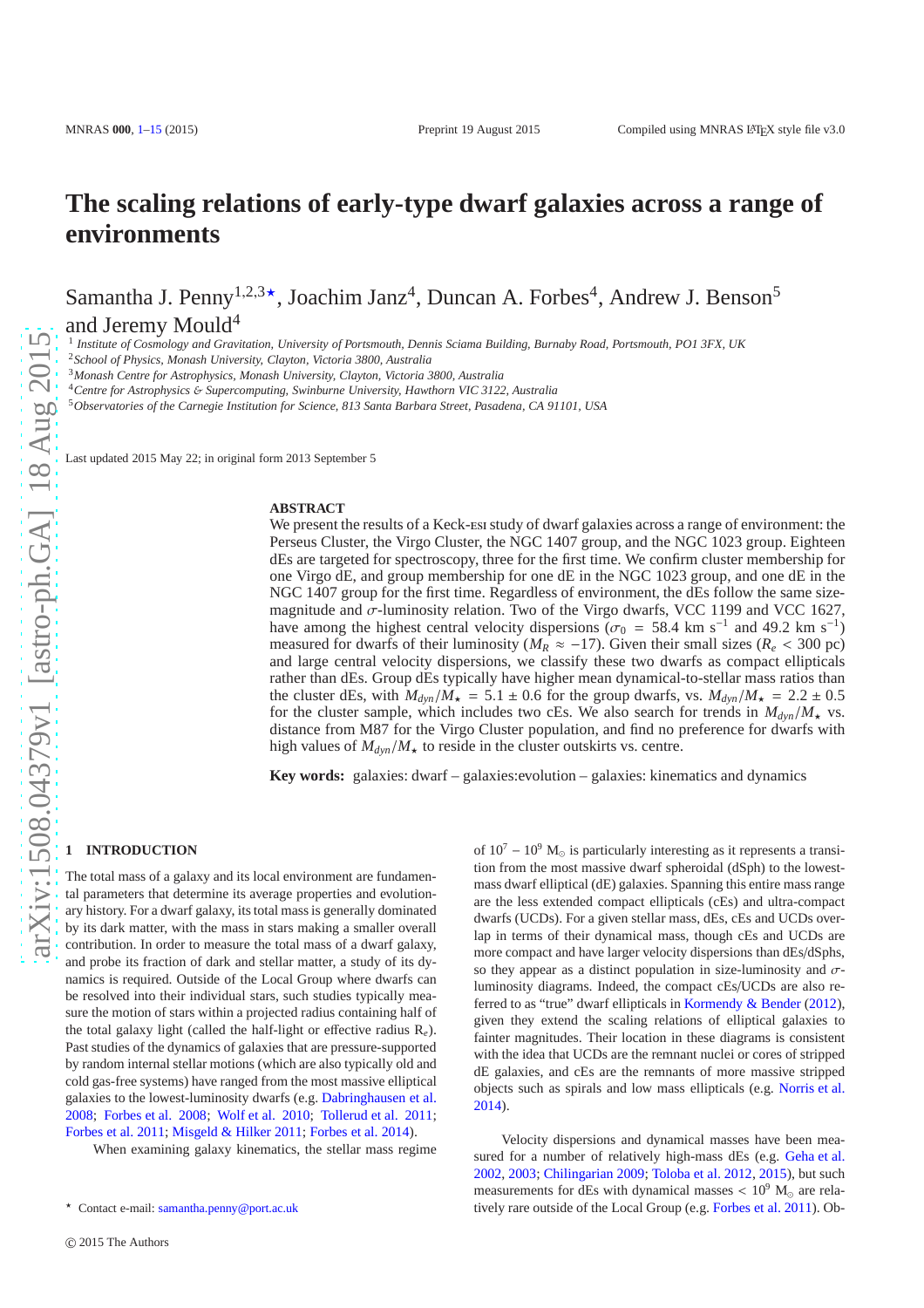# The scaling relations of early-type dwarf galaxies across a range of environments

Samantha J. Penny[1,2,3⋆], Joachim Janz[4], Duncan A. Forbes[4], Andrew J. Benson[5] and Jeremy Mould[4]

[1] Institute of Cosmology and Gravitation, University of Portsmouth, Dennis Sciama Building, Burnaby Road, Portsmouth, PO1 3FX, UK
[2] School of Physics, Monash University, Clayton, Victoria 3800, Australia
[3] Monash Centre for Astrophysics, Monash University, Clayton, Victoria 3800, Australia
[4] Centre for Astrophysics & Supercomputing, Swinburne University, Hawthorn VIC 3122, Australia
[5] Observatories of the Carnegie Institution for Science, 813 Santa Barbara Street, Pasadena, CA 91101, USA

Last updated 2015 May 22; in original form 2013 September 5

## ABSTRACT

We present the results of a Keck-ESI study of dwarf galaxies across a range of environment: the Perseus Cluster, the Virgo Cluster, the NGC 1407 group, and the NGC 1023 group. Eighteen dEs are targeted for spectroscopy, three for the first time. We confirm cluster membership for one Virgo dE, and group membership for one dE in the NGC 1023 group, and one dE in the NGC 1407 group for the first time. Regardless of environment, the dEs follow the same size-magnitude and $\sigma$-luminosity relation. Two of the Virgo dwarfs, VCC 1199 and VCC 1627, have among the highest central velocity dispersions ($\sigma_0$ = 58.4 km s$^{-1}$ and 49.2 km s$^{-1}$) measured for dwarfs of their luminosity ($M_R \approx -17$). Given their small sizes ($R_e$ < 300 pc) and large central velocity dispersions, we classify these two dwarfs as compact ellipticals rather than dEs. Group dEs typically have higher mean dynamical-to-stellar mass ratios than the cluster dEs, with $M_{dyn}/M_\star$ = 5.1 ± 0.6 for the group dwarfs, vs. $M_{dyn}/M_\star$ = 2.2 ± 0.5 for the cluster sample, which includes two cEs. We also search for trends in $M_{dyn}/M_\star$ vs. distance from M87 for the Virgo Cluster population, and find no preference for dwarfs with high values of $M_{dyn}/M_\star$ to reside in the cluster outskirts vs. centre.

**Key words:** galaxies: dwarf – galaxies:evolution – galaxies: kinematics and dynamics

## 1 INTRODUCTION

The total mass of a galaxy and its local environment are fundamental parameters that determine its average properties and evolutionary history. For a dwarf galaxy, its total mass is generally dominated by its dark matter, with the mass in stars making a smaller overall contribution. In order to measure the total mass of a dwarf galaxy, and probe its fraction of dark and stellar matter, a study of its dynamics is required. Outside of the Local Group where dwarfs can be resolved into their individual stars, such studies typically measure the motion of stars within a projected radius containing half of the total galaxy light (called the half-light or effective radius $R_e$). Past studies of the dynamics of galaxies that are pressure-supported by random internal stellar motions (which are also typically old and cold gas-free systems) have ranged from the most massive elliptical galaxies to the lowest-luminosity dwarfs (e.g. Dabringhausen et al. 2008; Forbes et al. 2008; Wolf et al. 2010; Tollerud et al. 2011; Forbes et al. 2011; Misgeld & Hilker 2011; Forbes et al. 2014).

When examining galaxy kinematics, the stellar mass regime of $10^7$ – $10^9$ M$_\odot$ is particularly interesting as it represents a transition from the most massive dwarf spheroidal (dSph) to the lowest-mass dwarf elliptical (dE) galaxies. Spanning this entire mass range are the less extended compact ellipticals (cEs) and ultra-compact dwarfs (UCDs). For a given stellar mass, dEs, cEs and UCDs overlap in terms of their dynamical mass, though cEs and UCDs are more compact and have larger velocity dispersions than dEs/dSphs, so they appear as a distinct population in size-luminosity and $\sigma$-luminosity diagrams. Indeed, the compact cEs/UCDs are also referred to as "true" dwarf ellipticals in Kormendy & Bender (2012), given they extend the scaling relations of elliptical galaxies to fainter magnitudes. Their location in these diagrams is consistent with the idea that UCDs are the remnant nuclei or cores of stripped dE galaxies, and cEs are the remnants of more massive stripped objects such as spirals and low mass ellipticals (e.g. Norris et al. 2014).

Velocity dispersions and dynamical masses have been measured for a number of relatively high-mass dEs (e.g. Geha et al. 2002, 2003; Chilingarian 2009; Toloba et al. 2012, 2015), but such measurements for dEs with dynamical masses < $10^9$ M$_\odot$ are relatively rare outside of the Local Group (e.g. Forbes et al. 2011). Ob-

⋆ Contact e-mail: samantha.penny@port.ac.uk

© 2015 The Authors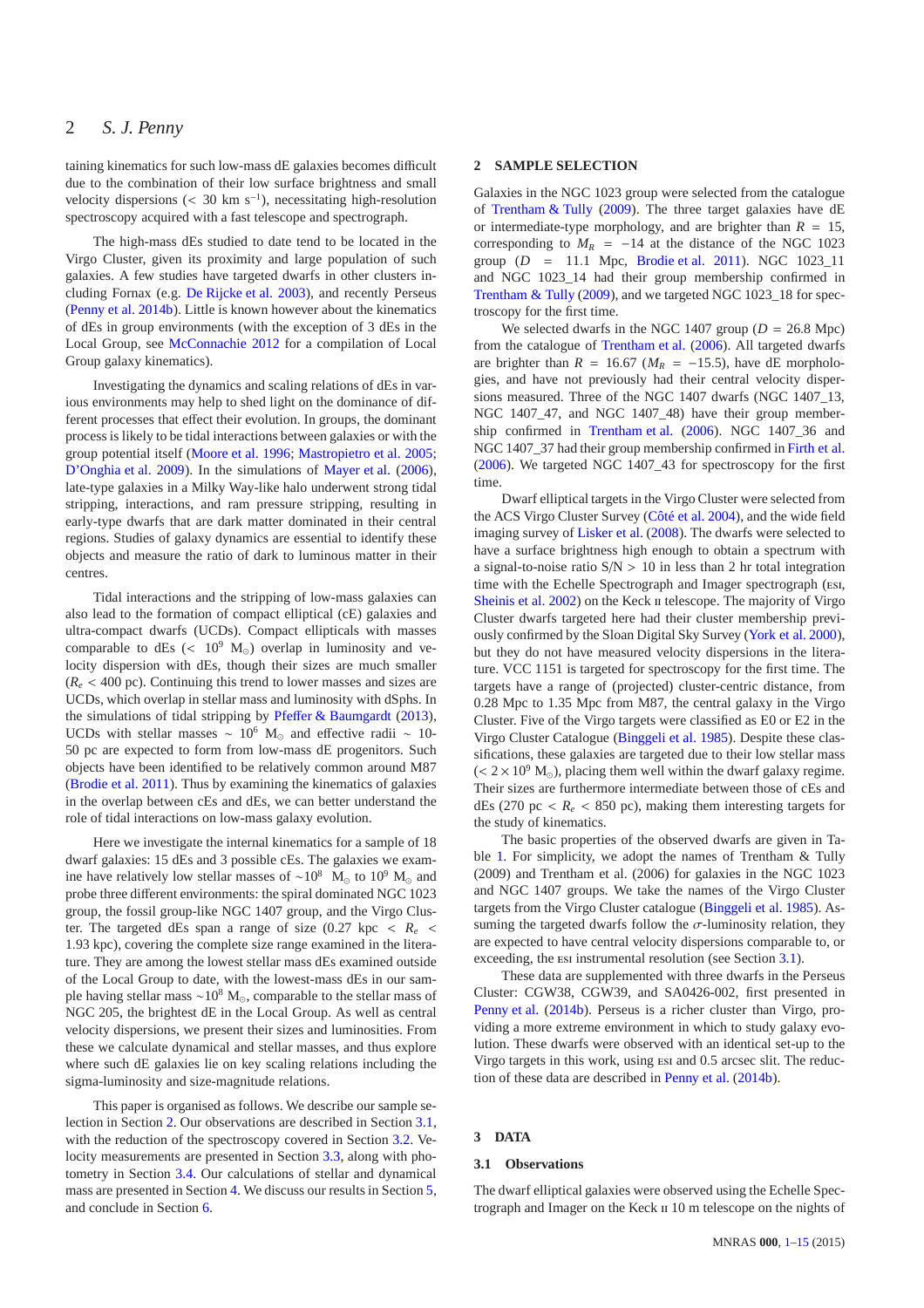taining kinematics for such low-mass dE galaxies becomes difficult due to the combination of their low surface brightness and small velocity dispersions ($< 30$ km s$^{-1}$), necessitating high-resolution spectroscopy acquired with a fast telescope and spectrograph.

The high-mass dEs studied to date tend to be located in the Virgo Cluster, given its proximity and large population of such galaxies. A few studies have targeted dwarfs in other clusters including Fornax (e.g. De Rijcke et al. 2003), and recently Perseus (Penny et al. 2014b). Little is known however about the kinematics of dEs in group environments (with the exception of 3 dEs in the Local Group, see McConnachie 2012 for a compilation of Local Group galaxy kinematics).

Investigating the dynamics and scaling relations of dEs in various environments may help to shed light on the dominance of different processes that effect their evolution. In groups, the dominant process is likely to be tidal interactions between galaxies or with the group potential itself (Moore et al. 1996; Mastropietro et al. 2005; D'Onghia et al. 2009). In the simulations of Mayer et al. (2006), late-type galaxies in a Milky Way-like halo underwent strong tidal stripping, interactions, and ram pressure stripping, resulting in early-type dwarfs that are dark matter dominated in their central regions. Studies of galaxy dynamics are essential to identify these objects and measure the ratio of dark to luminous matter in their centres.

Tidal interactions and the stripping of low-mass galaxies can also lead to the formation of compact elliptical (cE) galaxies and ultra-compact dwarfs (UCDs). Compact ellipticals with masses comparable to dEs ($< 10^9$ M$_\odot$) overlap in luminosity and velocity dispersion with dEs, though their sizes are much smaller ($R_e < 400$ pc). Continuing this trend to lower masses and sizes are UCDs, which overlap in stellar mass and luminosity with dSphs. In the simulations of tidal stripping by Pfeffer & Baumgardt (2013), UCDs with stellar masses $\sim 10^6$ M$_\odot$ and effective radii $\sim$ 10-50 pc are expected to form from low-mass dE progenitors. Such objects have been identified to be relatively common around M87 (Brodie et al. 2011). Thus by examining the kinematics of galaxies in the overlap between cEs and dEs, we can better understand the role of tidal interactions on low-mass galaxy evolution.

Here we investigate the internal kinematics for a sample of 18 dwarf galaxies: 15 dEs and 3 possible cEs. The galaxies we examine have relatively low stellar masses of $\sim 10^8$ M$_\odot$ to $10^9$ M$_\odot$ and probe three different environments: the spiral dominated NGC 1023 group, the fossil group-like NGC 1407 group, and the Virgo Cluster. The targeted dEs span a range of size (0.27 kpc $< R_e <$ 1.93 kpc), covering the complete size range examined in the literature. They are among the lowest stellar mass dEs examined outside of the Local Group to date, with the lowest-mass dEs in our sample having stellar mass $\sim 10^8$ M$_\odot$, comparable to the stellar mass of NGC 205, the brightest dE in the Local Group. As well as central velocity dispersions, we present their sizes and luminosities. From these we calculate dynamical and stellar masses, and thus explore where such dE galaxies lie on key scaling relations including the sigma-luminosity and size-magnitude relations.

This paper is organised as follows. We describe our sample selection in Section 2. Our observations are described in Section 3.1, with the reduction of the spectroscopy covered in Section 3.2. Velocity measurements are presented in Section 3.3, along with photometry in Section 3.4. Our calculations of stellar and dynamical mass are presented in Section 4. We discuss our results in Section 5, and conclude in Section 6.

## 2 SAMPLE SELECTION

Galaxies in the NGC 1023 group were selected from the catalogue of Trentham & Tully (2009). The three target galaxies have dE or intermediate-type morphology, and are brighter than $R = 15$, corresponding to $M_R = -14$ at the distance of the NGC 1023 group ($D = 11.1$ Mpc, Brodie et al. 2011). NGC 1023_11 and NGC 1023_14 had their group membership confirmed in Trentham & Tully (2009), and we targeted NGC 1023_18 for spectroscopy for the first time.

We selected dwarfs in the NGC 1407 group ($D = 26.8$ Mpc) from the catalogue of Trentham et al. (2006). All targeted dwarfs are brighter than $R = 16.67$ ($M_R = -15.5$), have dE morphologies, and have not previously had their central velocity dispersions measured. Three of the NGC 1407 dwarfs (NGC 1407_13, NGC 1407_47, and NGC 1407_48) have their group membership confirmed in Trentham et al. (2006). NGC 1407_36 and NGC 1407_37 had their group membership confirmed in Firth et al. (2006). We targeted NGC 1407_43 for spectroscopy for the first time.

Dwarf elliptical targets in the Virgo Cluster were selected from the ACS Virgo Cluster Survey (Côté et al. 2004), and the wide field imaging survey of Lisker et al. (2008). The dwarfs were selected to have a surface brightness high enough to obtain a spectrum with a signal-to-noise ratio S/N > 10 in less than 2 hr total integration time with the Echelle Spectrograph and Imager spectrograph (ESI, Sheinis et al. 2002) on the Keck II telescope. The majority of Virgo Cluster dwarfs targeted here have had their cluster membership previously confirmed by the Sloan Digital Sky Survey (York et al. 2000), but they do not have measured velocity dispersions in the literature. VCC 1151 is targeted for spectroscopy for the first time. The targets have a range of (projected) cluster-centric distance, from 0.28 Mpc to 1.35 Mpc from M87, the central galaxy in the Virgo Cluster. Five of the Virgo targets were classified as E0 or E2 in the Virgo Cluster Catalogue (Binggeli et al. 1985). Despite these classifications, these galaxies are targeted due to their low stellar mass ($< 2 \times 10^9$ M$_\odot$), placing them well within the dwarf galaxy regime. Their sizes are furthermore intermediate between those of cEs and dEs (270 pc $< R_e <$ 850 pc), making them interesting targets for the study of kinematics.

The basic properties of the observed dwarfs are given in Table 1. For simplicity, we adopt the names of Trentham & Tully (2009) and Trentham et al. (2006) for galaxies in the NGC 1023 and NGC 1407 groups. We take the names of the Virgo Cluster targets from the Virgo Cluster catalogue (Binggeli et al. 1985). Assuming the targeted dwarfs follow the $\sigma$-luminosity relation, they are expected to have central velocity dispersions comparable to, or exceeding, the ESI instrumental resolution (see Section 3.1).

These data are supplemented with three dwarfs in the Perseus Cluster: CGW38, CGW39, and SA0426-002, first presented in Penny et al. (2014b). Perseus is a richer cluster than Virgo, providing a more extreme environment in which to study galaxy evolution. These dwarfs were observed with an identical set-up to the Virgo targets in this work, using ESI and 0.5 arcsec slit. The reduction of these data are described in Penny et al. (2014b).

## 3 DATA

### 3.1 Observations

The dwarf elliptical galaxies were observed using the Echelle Spectrograph and Imager on the Keck II 10 m telescope on the nights of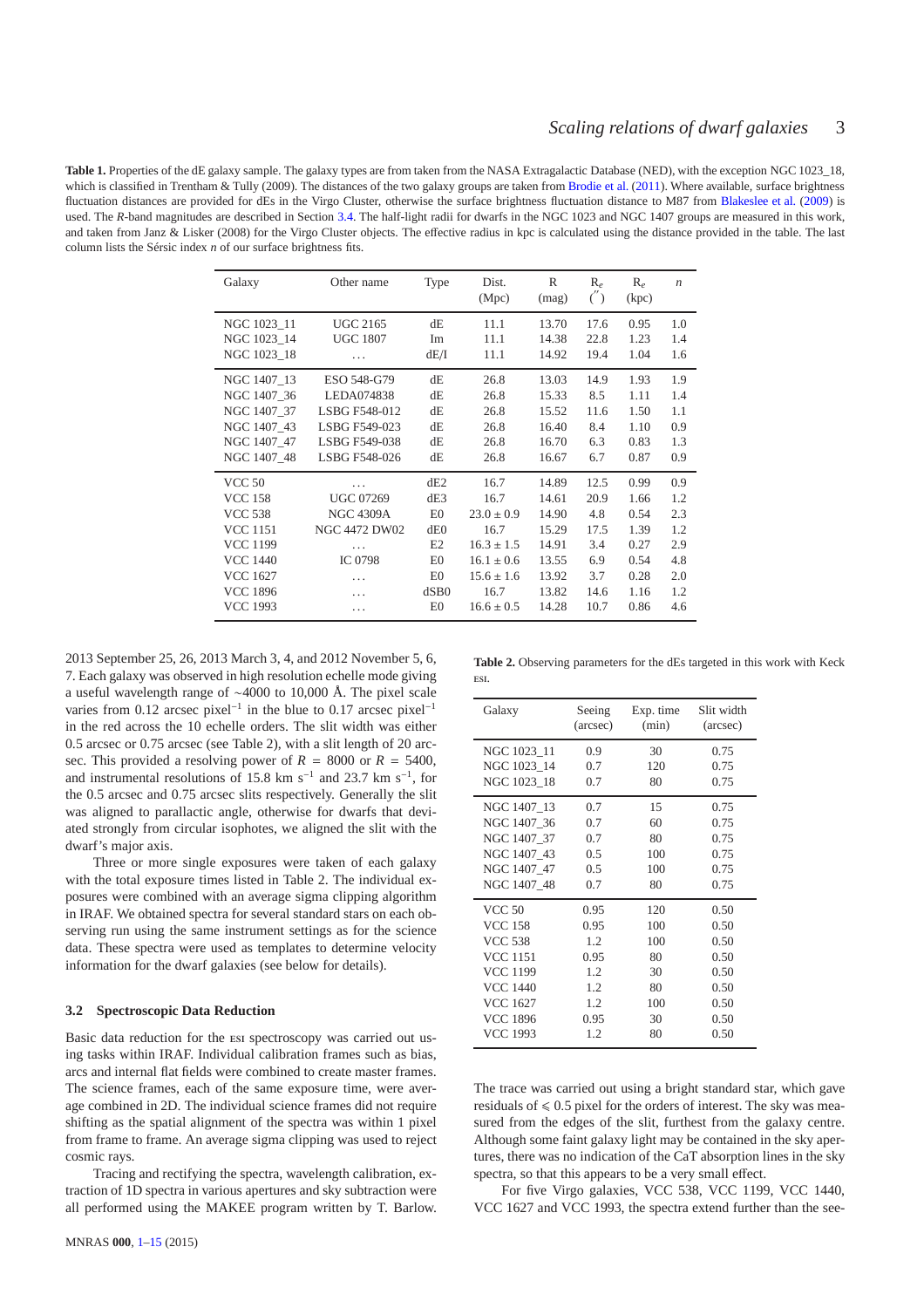**Table 1.** Properties of the dE galaxy sample. The galaxy types are from taken from the NASA Extragalactic Database (NED), with the exception NGC 1023_18, which is classified in Trentham & Tully (2009). The distances of the two galaxy groups are taken from Brodie et al. (2011). Where available, surface brightness fluctuation distances are provided for dEs in the Virgo Cluster, otherwise the surface brightness fluctuation distance to M87 from Blakeslee et al. (2009) is used. The *R*-band magnitudes are described in Section 3.4. The half-light radii for dwarfs in the NGC 1023 and NGC 1407 groups are measured in this work, and taken from Janz & Lisker (2008) for the Virgo Cluster objects. The effective radius in kpc is calculated using the distance provided in the table. The last column lists the Sérsic index *n* of our surface brightness fits.

| Galaxy | Other name | Type | Dist. (Mpc) | R (mag) | $R_e$ ($''$) | $R_e$ (kpc) | $n$ |
|---|---|---|---|---|---|---|---|
| NGC 1023_11 | UGC 2165 | dE | 11.1 | 13.70 | 17.6 | 0.95 | 1.0 |
| NGC 1023_14 | UGC 1807 | Im | 11.1 | 14.38 | 22.8 | 1.23 | 1.4 |
| NGC 1023_18 | ... | dE/I | 11.1 | 14.92 | 19.4 | 1.04 | 1.6 |
| NGC 1407_13 | ESO 548-G79 | dE | 26.8 | 13.03 | 14.9 | 1.93 | 1.9 |
| NGC 1407_36 | LEDA074838 | dE | 26.8 | 15.33 | 8.5 | 1.11 | 1.4 |
| NGC 1407_37 | LSBG F548-012 | dE | 26.8 | 15.52 | 11.6 | 1.50 | 1.1 |
| NGC 1407_43 | LSBG F549-023 | dE | 26.8 | 16.40 | 8.4 | 1.10 | 0.9 |
| NGC 1407_47 | LSBG F549-038 | dE | 26.8 | 16.70 | 6.3 | 0.83 | 1.3 |
| NGC 1407_48 | LSBG F548-026 | dE | 26.8 | 16.67 | 6.7 | 0.87 | 0.9 |
| VCC 50 | ... | dE2 | 16.7 | 14.89 | 12.5 | 0.99 | 0.9 |
| VCC 158 | UGC 07269 | dE3 | 16.7 | 14.61 | 20.9 | 1.66 | 1.2 |
| VCC 538 | NGC 4309A | E0 | $23.0 \pm 0.9$ | 14.90 | 4.8 | 0.54 | 2.3 |
| VCC 1151 | NGC 4472 DW02 | dE0 | 16.7 | 15.29 | 17.5 | 1.39 | 1.2 |
| VCC 1199 | ... | E2 | $16.3 \pm 1.5$ | 14.91 | 3.4 | 0.27 | 2.9 |
| VCC 1440 | IC 0798 | E0 | $16.1 \pm 0.6$ | 13.55 | 6.9 | 0.54 | 4.8 |
| VCC 1627 | ... | E0 | $15.6 \pm 1.6$ | 13.92 | 3.7 | 0.28 | 2.0 |
| VCC 1896 | ... | dSB0 | 16.7 | 13.82 | 14.6 | 1.16 | 1.2 |
| VCC 1993 | ... | E0 | $16.6 \pm 0.5$ | 14.28 | 10.7 | 0.86 | 4.6 |

2013 September 25, 26, 2013 March 3, 4, and 2012 November 5, 6, 7. Each galaxy was observed in high resolution echelle mode giving a useful wavelength range of ~4000 to 10,000 Å. The pixel scale varies from 0.12 arcsec pixel$^{-1}$ in the blue to 0.17 arcsec pixel$^{-1}$ in the red across the 10 echelle orders. The slit width was either 0.5 arcsec or 0.75 arcsec (see Table 2), with a slit length of 20 arcsec. This provided a resolving power of $R = 8000$ or $R = 5400$, and instrumental resolutions of 15.8 km s$^{-1}$ and 23.7 km s$^{-1}$, for the 0.5 arcsec and 0.75 arcsec slits respectively. Generally the slit was aligned to parallactic angle, otherwise for dwarfs that deviated strongly from circular isophotes, we aligned the slit with the dwarf's major axis.

Three or more single exposures were taken of each galaxy with the total exposure times listed in Table 2. The individual exposures were combined with an average sigma clipping algorithm in IRAF. We obtained spectra for several standard stars on each observing run using the same instrument settings as for the science data. These spectra were used as templates to determine velocity information for the dwarf galaxies (see below for details).

**Table 2.** Observing parameters for the dEs targeted in this work with Keck ESI.

| Galaxy | Seeing (arcsec) | Exp. time (min) | Slit width (arcsec) |
|---|---|---|---|
| NGC 1023_11 | 0.9 | 30 | 0.75 |
| NGC 1023_14 | 0.7 | 120 | 0.75 |
| NGC 1023_18 | 0.7 | 80 | 0.75 |
| NGC 1407_13 | 0.7 | 15 | 0.75 |
| NGC 1407_36 | 0.7 | 60 | 0.75 |
| NGC 1407_37 | 0.7 | 80 | 0.75 |
| NGC 1407_43 | 0.5 | 100 | 0.75 |
| NGC 1407_47 | 0.5 | 100 | 0.75 |
| NGC 1407_48 | 0.7 | 80 | 0.75 |
| VCC 50 | 0.95 | 120 | 0.50 |
| VCC 158 | 0.95 | 100 | 0.50 |
| VCC 538 | 1.2 | 100 | 0.50 |
| VCC 1151 | 0.95 | 80 | 0.50 |
| VCC 1199 | 1.2 | 30 | 0.50 |
| VCC 1440 | 1.2 | 80 | 0.50 |
| VCC 1627 | 1.2 | 100 | 0.50 |
| VCC 1896 | 0.95 | 30 | 0.50 |
| VCC 1993 | 1.2 | 80 | 0.50 |

### 3.2 Spectroscopic Data Reduction

Basic data reduction for the ESI spectroscopy was carried out using tasks within IRAF. Individual calibration frames such as bias, arcs and internal flat fields were combined to create master frames. The science frames, each of the same exposure time, were average combined in 2D. The individual science frames did not require shifting as the spatial alignment of the spectra was within 1 pixel from frame to frame. An average sigma clipping was used to reject cosmic rays.

Tracing and rectifying the spectra, wavelength calibration, extraction of 1D spectra in various apertures and sky subtraction were all performed using the MAKEE program written by T. Barlow. The trace was carried out using a bright standard star, which gave residuals of $\leqslant 0.5$ pixel for the orders of interest. The sky was measured from the edges of the slit, furthest from the galaxy centre. Although some faint galaxy light may be contained in the sky apertures, there was no indication of the CaT absorption lines in the sky spectra, so that this appears to be a very small effect.

For five Virgo galaxies, VCC 538, VCC 1199, VCC 1440, VCC 1627 and VCC 1993, the spectra extend further than the see-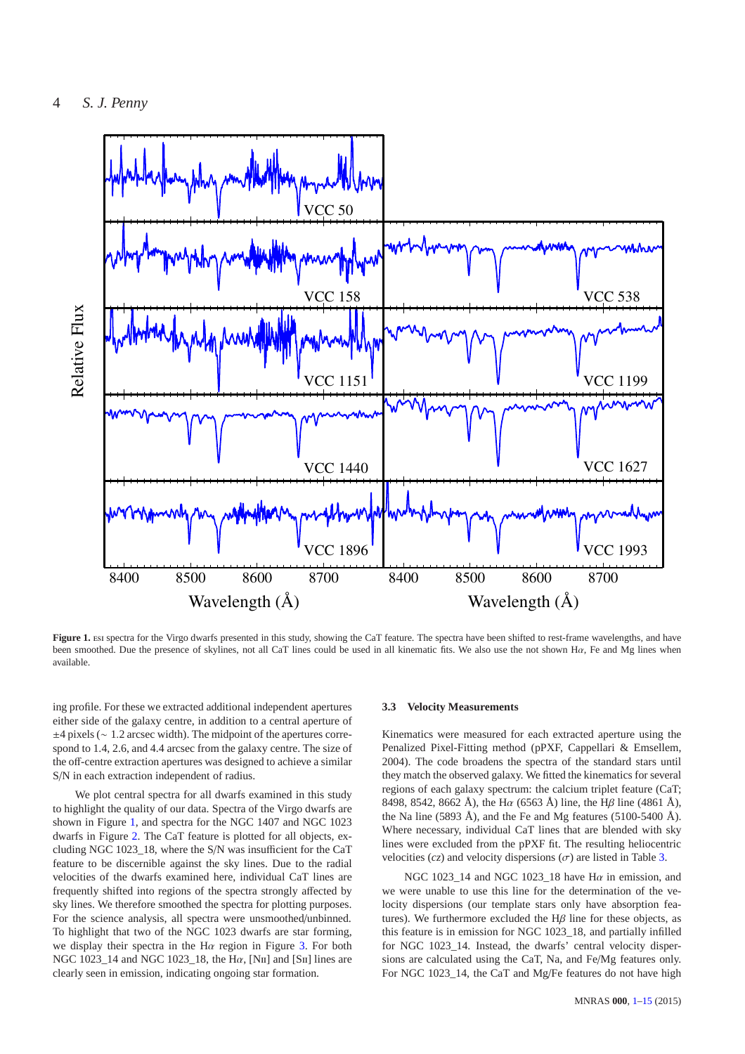**Figure 1.** ESI spectra for the Virgo dwarfs presented in this study, showing the CaT feature. The spectra have been shifted to rest-frame wavelengths, and have been smoothed. Due the presence of skylines, not all CaT lines could be used in all kinematic fits. We also use the not shown Hα, Fe and Mg lines when available.

ing profile. For these we extracted additional independent apertures either side of the galaxy centre, in addition to a central aperture of ±4 pixels (∼ 1.2 arcsec width). The midpoint of the apertures correspond to 1.4, 2.6, and 4.4 arcsec from the galaxy centre. The size of the off-centre extraction apertures was designed to achieve a similar S/N in each extraction independent of radius.

We plot central spectra for all dwarfs examined in this study to highlight the quality of our data. Spectra of the Virgo dwarfs are shown in Figure 1, and spectra for the NGC 1407 and NGC 1023 dwarfs in Figure 2. The CaT feature is plotted for all objects, excluding NGC 1023_18, where the S/N was insufficient for the CaT feature to be discernible against the sky lines. Due to the radial velocities of the dwarfs examined here, individual CaT lines are frequently shifted into regions of the spectra strongly affected by sky lines. We therefore smoothed the spectra for plotting purposes. For the science analysis, all spectra were unsmoothed/unbinned. To highlight that two of the NGC 1023 dwarfs are star forming, we display their spectra in the Hα region in Figure 3. For both NGC 1023_14 and NGC 1023_18, the Hα, [NII] and [SII] lines are clearly seen in emission, indicating ongoing star formation.

### 3.3 Velocity Measurements

Kinematics were measured for each extracted aperture using the Penalized Pixel-Fitting method (pPXF, Cappellari & Emsellem, 2004). The code broadens the spectra of the standard stars until they match the observed galaxy. We fitted the kinematics for several regions of each galaxy spectrum: the calcium triplet feature (CaT; 8498, 8542, 8662 Å), the Hα (6563 Å) line, the Hβ line (4861 Å), the Na line (5893 Å), and the Fe and Mg features (5100-5400 Å). Where necessary, individual CaT lines that are blended with sky lines were excluded from the pPXF fit. The resulting heliocentric velocities ($cz$) and velocity dispersions ($\sigma$) are listed in Table 3.

NGC 1023_14 and NGC 1023_18 have Hα in emission, and we were unable to use this line for the determination of the velocity dispersions (our template stars only have absorption features). We furthermore excluded the Hβ line for these objects, as this feature is in emission for NGC 1023_18, and partially infilled for NGC 1023_14. Instead, the dwarfs' central velocity dispersions are calculated using the CaT, Na, and Fe/Mg features only. For NGC 1023_14, the CaT and Mg/Fe features do not have high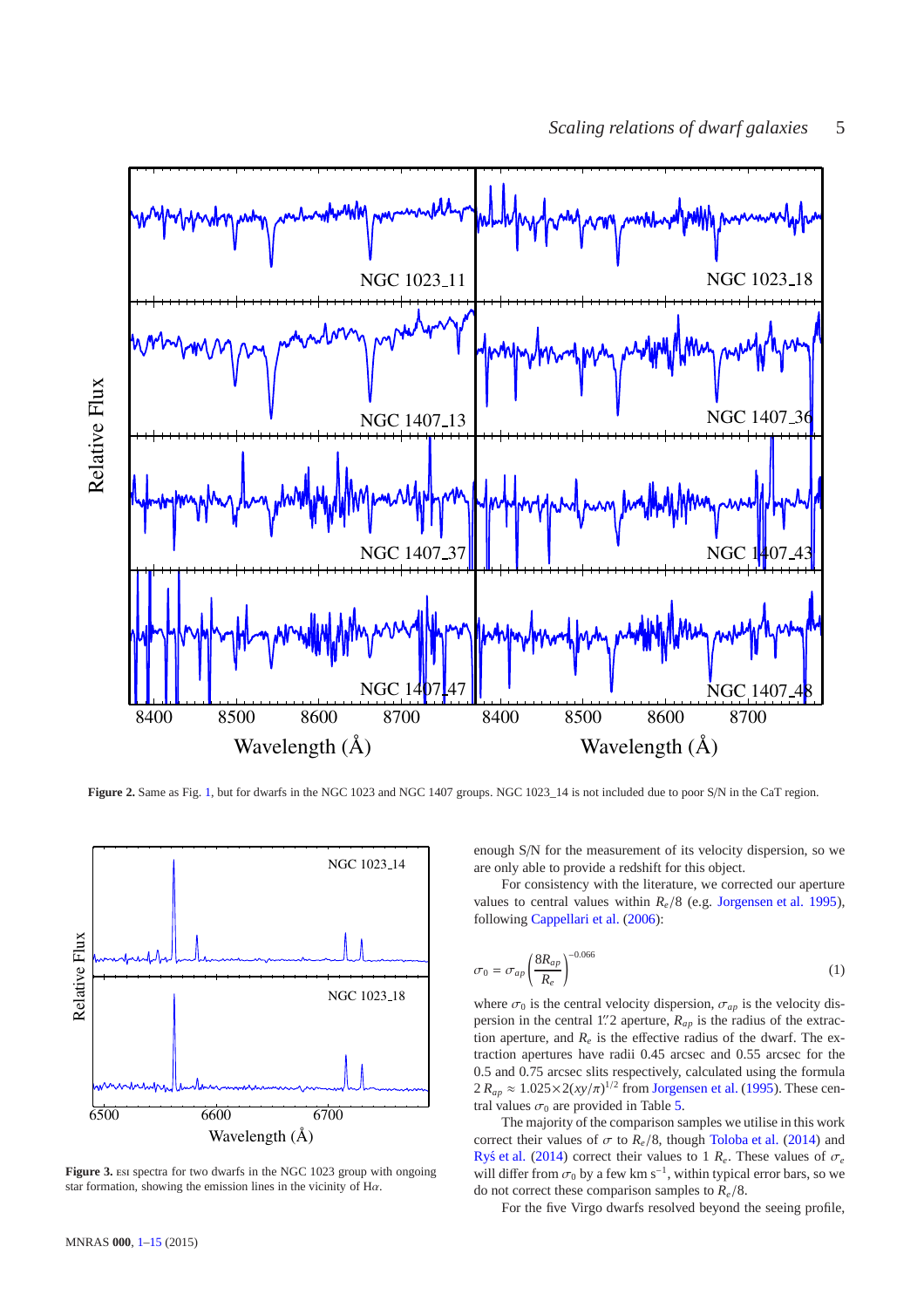**Figure 2.** Same as Fig. 1, but for dwarfs in the NGC 1023 and NGC 1407 groups. NGC 1023_14 is not included due to poor S/N in the CaT region.

**Figure 3.** ESI spectra for two dwarfs in the NGC 1023 group with ongoing star formation, showing the emission lines in the vicinity of Hα.

enough S/N for the measurement of its velocity dispersion, so we are only able to provide a redshift for this object.

For consistency with the literature, we corrected our aperture values to central values within $R_e/8$ (e.g. Jorgensen et al. 1995), following Cappellari et al. (2006):

$$\sigma_0 = \sigma_{ap}\left(\frac{8R_{ap}}{R_e}\right)^{-0.066} \quad (1)$$

where $\sigma_0$ is the central velocity dispersion, $\sigma_{ap}$ is the velocity dispersion in the central 1.″2 aperture, $R_{ap}$ is the radius of the extraction aperture, and $R_e$ is the effective radius of the dwarf. The extraction apertures have radii 0.45 arcsec and 0.55 arcsec for the 0.5 and 0.75 arcsec slits respectively, calculated using the formula $2\,R_{ap} \approx 1.025{\times}2(xy/\pi)^{1/2}$ from Jorgensen et al. (1995). These central values $\sigma_0$ are provided in Table 5.

The majority of the comparison samples we utilise in this work correct their values of $\sigma$ to $R_e/8$, though Toloba et al. (2014) and Ryś et al. (2014) correct their values to 1 $R_e$. These values of $\sigma_e$ will differ from $\sigma_0$ by a few km s$^{-1}$, within typical error bars, so we do not correct these comparison samples to $R_e/8$.

For the five Virgo dwarfs resolved beyond the seeing profile,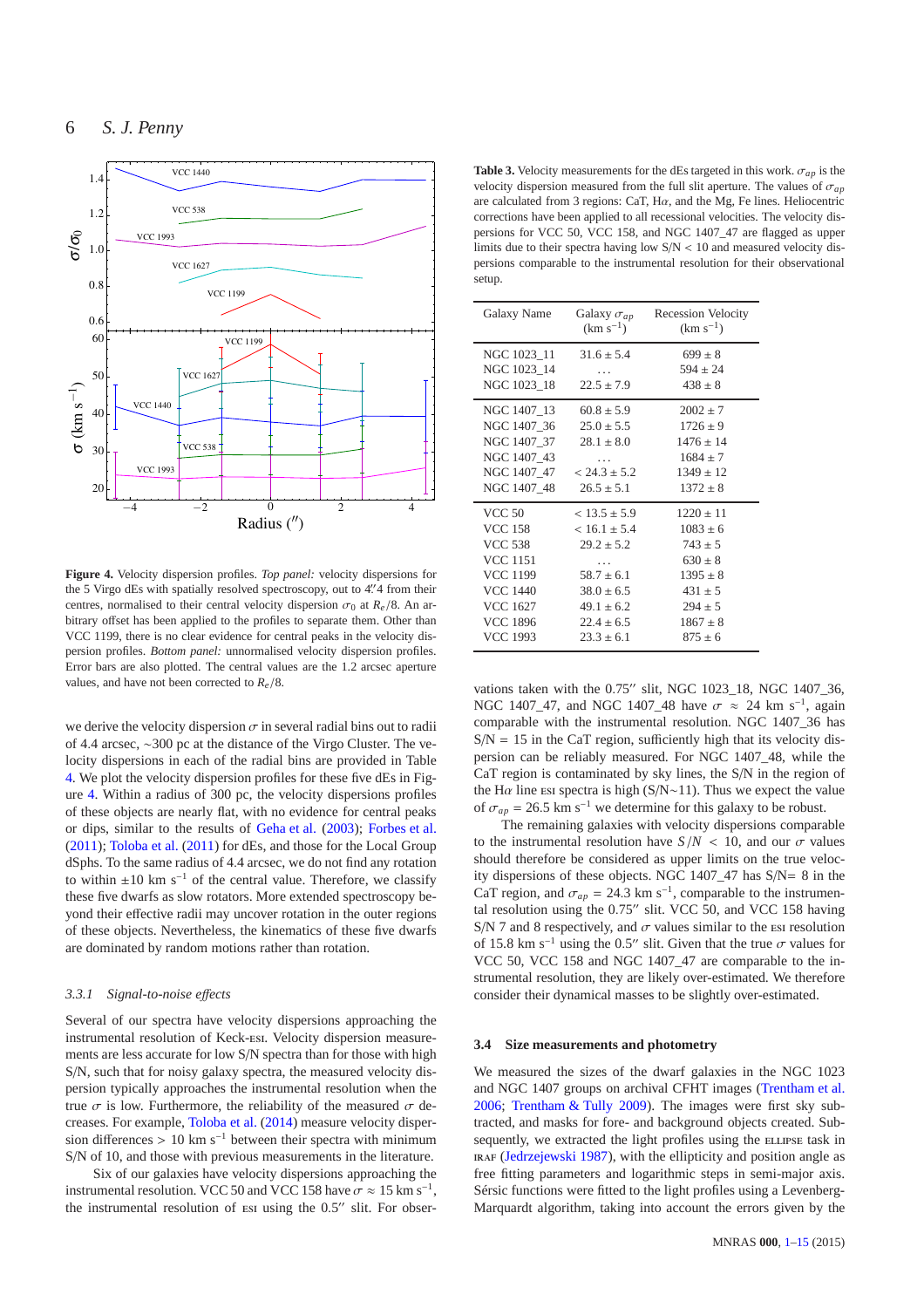**Figure 4.** Velocity dispersion profiles. *Top panel:* velocity dispersions for the 5 Virgo dEs with spatially resolved spectroscopy, out to 4″.4 from their centres, normalised to their central velocity dispersion $\sigma_0$ at $R_e/8$. An arbitrary offset has been applied to the profiles to separate them. Other than VCC 1199, there is no clear evidence for central peaks in the velocity dispersion profiles. *Bottom panel:* unnormalised velocity dispersion profiles. Error bars are also plotted. The central values are the 1.2 arcsec aperture values, and have not been corrected to $R_e/8$.

we derive the velocity dispersion $\sigma$ in several radial bins out to radii of 4.4 arcsec, ~300 pc at the distance of the Virgo Cluster. The velocity dispersions in each of the radial bins are provided in Table 4. We plot the velocity dispersion profiles for these five dEs in Figure 4. Within a radius of 300 pc, the velocity dispersions profiles of these objects are nearly flat, with no evidence for central peaks or dips, similar to the results of Geha et al. (2003); Forbes et al. (2011); Toloba et al. (2011) for dEs, and those for the Local Group dSphs. To the same radius of 4.4 arcsec, we do not find any rotation to within ±10 km s$^{-1}$ of the central value. Therefore, we classify these five dwarfs as slow rotators. More extended spectroscopy beyond their effective radii may uncover rotation in the outer regions of these objects. Nevertheless, the kinematics of these five dwarfs are dominated by random motions rather than rotation.

### 3.3.1 Signal-to-noise effects

Several of our spectra have velocity dispersions approaching the instrumental resolution of Keck-ESI. Velocity dispersion measurements are less accurate for low S/N spectra than for those with high S/N, such that for noisy galaxy spectra, the measured velocity dispersion typically approaches the instrumental resolution when the true $\sigma$ is low. Furthermore, the reliability of the measured $\sigma$ decreases. For example, Toloba et al. (2014) measure velocity dispersion differences > 10 km s$^{-1}$ between their spectra with minimum S/N of 10, and those with previous measurements in the literature.

Six of our galaxies have velocity dispersions approaching the instrumental resolution. VCC 50 and VCC 158 have $\sigma \approx 15$ km s$^{-1}$, the instrumental resolution of ESI using the 0.5″ slit. For observations taken with the 0.75″ slit, NGC 1023_18, NGC 1407_36, NGC 1407_47, and NGC 1407_48 have $\sigma \approx 24$ km s$^{-1}$, again comparable with the instrumental resolution. NGC 1407_36 has S/N = 15 in the CaT region, sufficiently high that its velocity dispersion can be reliably measured. For NGC 1407_48, while the CaT region is contaminated by sky lines, the S/N in the region of the Hα line ESI spectra is high (S/N~11). Thus we expect the value of $\sigma_{ap}$ = 26.5 km s$^{-1}$ we determine for this galaxy to be robust.

The remaining galaxies with velocity dispersions comparable to the instrumental resolution have $S/N < 10$, and our $\sigma$ values should therefore be considered as upper limits on the true velocity dispersions of these objects. NGC 1407_47 has S/N= 8 in the CaT region, and $\sigma_{ap}$ = 24.3 km s$^{-1}$, comparable to the instrumental resolution using the 0.75″ slit. VCC 50, and VCC 158 having S/N 7 and 8 respectively, and $\sigma$ values similar to the ESI resolution of 15.8 km s$^{-1}$ using the 0.5″ slit. Given that the true $\sigma$ values for VCC 50, VCC 158 and NGC 1407_47 are comparable to the instrumental resolution, they are likely over-estimated. We therefore consider their dynamical masses to be slightly over-estimated.

**Table 3.** Velocity measurements for the dEs targeted in this work. $\sigma_{ap}$ is the velocity dispersion measured from the full slit aperture. The values of $\sigma_{ap}$ are calculated from 3 regions: CaT, Hα, and the Mg, Fe lines. Heliocentric corrections have been applied to all recessional velocities. The velocity dispersions for VCC 50, VCC 158, and NGC 1407_47 are flagged as upper limits due to their spectra having low S/N < 10 and measured velocity dispersions comparable to the instrumental resolution for their observational setup.

| Galaxy Name | Galaxy $\sigma_{ap}$ (km s$^{-1}$) | Recession Velocity (km s$^{-1}$) |
|---|---|---|
| NGC 1023_11 | 31.6 ± 5.4 | 699 ± 8 |
| NGC 1023_14 | ... | 594 ± 24 |
| NGC 1023_18 | 22.5 ± 7.9 | 438 ± 8 |
| NGC 1407_13 | 60.8 ± 5.9 | 2002 ± 7 |
| NGC 1407_36 | 25.0 ± 5.5 | 1726 ± 9 |
| NGC 1407_37 | 28.1 ± 8.0 | 1476 ± 14 |
| NGC 1407_43 | ... | 1684 ± 7 |
| NGC 1407_47 | < 24.3 ± 5.2 | 1349 ± 12 |
| NGC 1407_48 | 26.5 ± 5.1 | 1372 ± 8 |
| VCC 50 | < 13.5 ± 5.9 | 1220 ± 11 |
| VCC 158 | < 16.1 ± 5.4 | 1083 ± 6 |
| VCC 538 | 29.2 ± 5.2 | 743 ± 5 |
| VCC 1151 | ... | 630 ± 8 |
| VCC 1199 | 58.7 ± 6.1 | 1395 ± 8 |
| VCC 1440 | 38.0 ± 6.5 | 431 ± 5 |
| VCC 1627 | 49.1 ± 6.2 | 294 ± 5 |
| VCC 1896 | 22.4 ± 6.5 | 1867 ± 8 |
| VCC 1993 | 23.3 ± 6.1 | 875 ± 6 |

## 3.4 Size measurements and photometry

We measured the sizes of the dwarf galaxies in the NGC 1023 and NGC 1407 groups on archival CFHT images (Trentham et al. 2006; Trentham & Tully 2009). The images were first sky subtracted, and masks for fore- and background objects created. Subsequently, we extracted the light profiles using the ELLIPSE task in IRAF (Jedrzejewski 1987), with the ellipticity and position angle as free fitting parameters and logarithmic steps in semi-major axis. Sérsic functions were fitted to the light profiles using a Levenberg-Marquardt algorithm, taking into account the errors given by the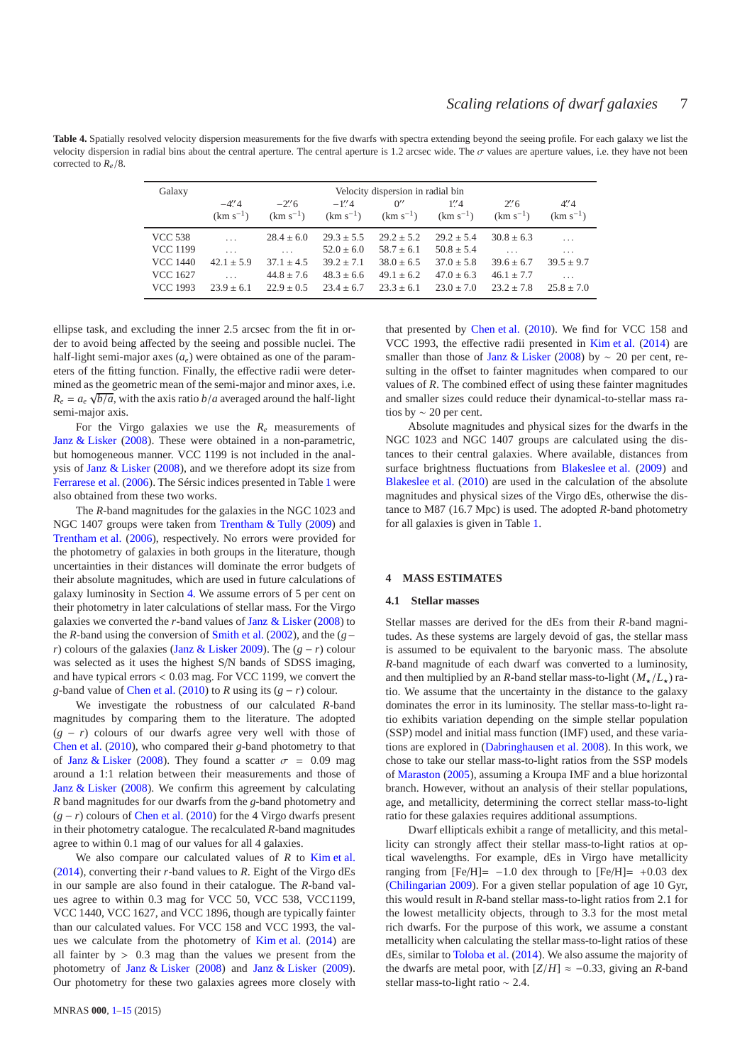**Table 4.** Spatially resolved velocity dispersion measurements for the five dwarfs with spectra extending beyond the seeing profile. For each galaxy we list the velocity dispersion in radial bins about the central aperture. The central aperture is 1.2 arcsec wide. The $\sigma$ values are aperture values, i.e. they have not been corrected to $R_e/8$.

| Galaxy | Velocity dispersion in radial bin | | | | | | |
|---|---|---|---|---|---|---|---|
| | $-4''.4$ (km s$^{-1}$) | $-2''.6$ (km s$^{-1}$) | $-1''.4$ (km s$^{-1}$) | $0''$ (km s$^{-1}$) | $1''.4$ (km s$^{-1}$) | $2''.6$ (km s$^{-1}$) | $4''.4$ (km s$^{-1}$) |
| VCC 538 | ... | $28.4 \pm 6.0$ | $29.3 \pm 5.5$ | $29.2 \pm 5.2$ | $29.2 \pm 5.4$ | $30.8 \pm 6.3$ | ... |
| VCC 1199 | ... | ... | $52.0 \pm 6.0$ | $58.7 \pm 6.1$ | $50.8 \pm 5.4$ | ... | ... |
| VCC 1440 | $42.1 \pm 5.9$ | $37.1 \pm 4.5$ | $39.2 \pm 7.1$ | $38.0 \pm 6.5$ | $37.0 \pm 5.8$ | $39.6 \pm 6.7$ | $39.5 \pm 9.7$ |
| VCC 1627 | ... | $44.8 \pm 7.6$ | $48.3 \pm 6.6$ | $49.1 \pm 6.2$ | $47.0 \pm 6.3$ | $46.1 \pm 7.7$ | ... |
| VCC 1993 | $23.9 \pm 6.1$ | $22.9 \pm 0.5$ | $23.4 \pm 6.7$ | $23.3 \pm 6.1$ | $23.0 \pm 7.0$ | $23.2 \pm 7.8$ | $25.8 \pm 7.0$ |

ellipse task, and excluding the inner 2.5 arcsec from the fit in order to avoid being affected by the seeing and possible nuclei. The half-light semi-major axes ($a_e$) were obtained as one of the parameters of the fitting function. Finally, the effective radii were determined as the geometric mean of the semi-major and minor axes, i.e. $R_e = a_e\sqrt{b/a}$, with the axis ratio $b/a$ averaged around the half-light semi-major axis.

For the Virgo galaxies we use the $R_e$ measurements of Janz & Lisker (2008). These were obtained in a non-parametric, but homogeneous manner. VCC 1199 is not included in the analysis of Janz & Lisker (2008), and we therefore adopt its size from Ferrarese et al. (2006). The Sérsic indices presented in Table 1 were also obtained from these two works.

The $R$-band magnitudes for the galaxies in the NGC 1023 and NGC 1407 groups were taken from Trentham & Tully (2009) and Trentham et al. (2006), respectively. No errors were provided for the photometry of galaxies in both groups in the literature, though uncertainties in their distances will dominate the error budgets of their absolute magnitudes, which are used in future calculations of galaxy luminosity in Section 4. We assume errors of 5 per cent on their photometry in later calculations of stellar mass. For the Virgo galaxies we converted the $r$-band values of Janz & Lisker (2008) to the $R$-band using the conversion of Smith et al. (2002), and the $(g-r)$ colours of the galaxies (Janz & Lisker 2009). The $(g-r)$ colour was selected as it uses the highest S/N bands of SDSS imaging, and have typical errors $< 0.03$ mag. For VCC 1199, we convert the $g$-band value of Chen et al. (2010) to $R$ using its $(g-r)$ colour.

We investigate the robustness of our calculated $R$-band magnitudes by comparing them to the literature. The adopted $(g-r)$ colours of our dwarfs agree very well with those of Chen et al. (2010), who compared their $g$-band photometry to that of Janz & Lisker (2008). They found a scatter $\sigma = 0.09$ mag around a 1:1 relation between their measurements and those of Janz & Lisker (2008). We confirm this agreement by calculating $R$ band magnitudes for our dwarfs from the $g$-band photometry and $(g-r)$ colours of Chen et al. (2010) for the 4 Virgo dwarfs present in their photometry catalogue. The recalculated $R$-band magnitudes agree to within 0.1 mag of our values for all 4 galaxies.

We also compare our calculated values of $R$ to Kim et al. (2014), converting their $r$-band values to $R$. Eight of the Virgo dEs in our sample are also found in their catalogue. The $R$-band values agree to within 0.3 mag for VCC 50, VCC 538, VCC1199, VCC 1440, VCC 1627, and VCC 1896, though are typically fainter than our calculated values. For VCC 158 and VCC 1993, the values we calculate from the photometry of Kim et al. (2014) are all fainter by $> 0.3$ mag than the values we present from the photometry of Janz & Lisker (2008) and Janz & Lisker (2009). Our photometry for these two galaxies agrees more closely with that presented by Chen et al. (2010). We find for VCC 158 and VCC 1993, the effective radii presented in Kim et al. (2014) are smaller than those of Janz & Lisker (2008) by $\sim 20$ per cent, resulting in the offset to fainter magnitudes when compared to our values of $R$. The combined effect of using these fainter magnitudes and smaller sizes could reduce their dynamical-to-stellar mass ratios by $\sim 20$ per cent.

Absolute magnitudes and physical sizes for the dwarfs in the NGC 1023 and NGC 1407 groups are calculated using the distances to their central galaxies. Where available, distances from surface brightness fluctuations from Blakeslee et al. (2009) and Blakeslee et al. (2010) are used in the calculation of the absolute magnitudes and physical sizes of the Virgo dEs, otherwise the distance to M87 (16.7 Mpc) is used. The adopted $R$-band photometry for all galaxies is given in Table 1.

## 4 MASS ESTIMATES

### 4.1 Stellar masses

Stellar masses are derived for the dEs from their $R$-band magnitudes. As these systems are largely devoid of gas, the stellar mass is assumed to be equivalent to the baryonic mass. The absolute $R$-band magnitude of each dwarf was converted to a luminosity, and then multiplied by an $R$-band stellar mass-to-light ($M_\star/L_\star$) ratio. We assume that the uncertainty in the distance to the galaxy dominates the error in its luminosity. The stellar mass-to-light ratio exhibits variation depending on the simple stellar population (SSP) model and initial mass function (IMF) used, and these variations are explored in (Dabringhausen et al. 2008). In this work, we chose to take our stellar mass-to-light ratios from the SSP models of Maraston (2005), assuming a Kroupa IMF and a blue horizontal branch. However, without an analysis of their stellar populations, age, and metallicity, determining the correct stellar mass-to-light ratio for these galaxies requires additional assumptions.

Dwarf ellipticals exhibit a range of metallicity, and this metallicity can strongly affect their stellar mass-to-light ratios at optical wavelengths. For example, dEs in Virgo have metallicity ranging from [Fe/H]$= -1.0$ dex through to [Fe/H]$= +0.03$ dex (Chilingarian 2009). For a given stellar population of age 10 Gyr, this would result in $R$-band stellar mass-to-light ratios from 2.1 for the lowest metallicity objects, through to 3.3 for the most metal rich dwarfs. For the purpose of this work, we assume a constant metallicity when calculating the stellar mass-to-light ratios of these dEs, similar to Toloba et al. (2014). We also assume the majority of the dwarfs are metal poor, with $[Z/H] \approx -0.33$, giving an $R$-band stellar mass-to-light ratio $\sim 2.4$.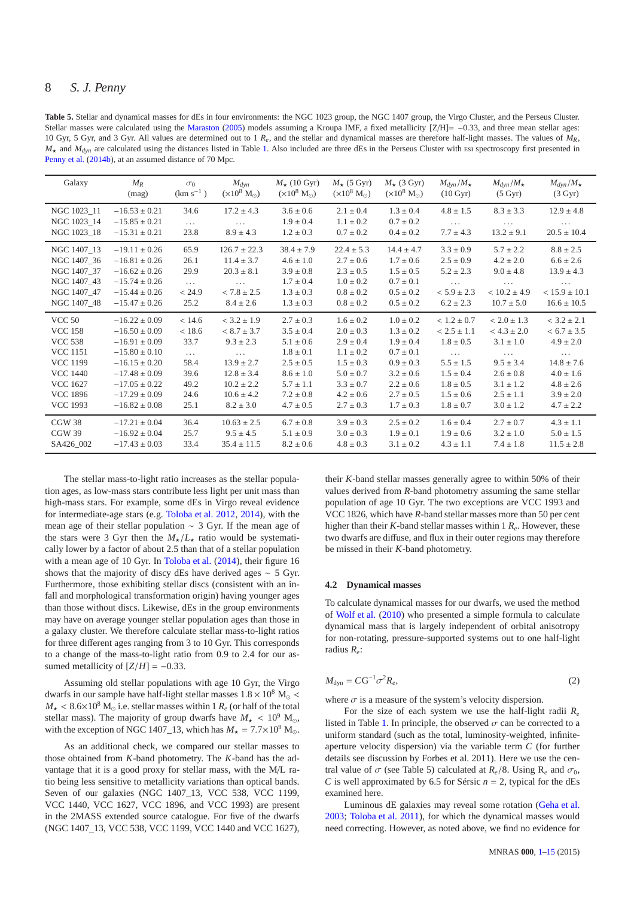**Table 5.** Stellar and dynamical masses for dEs in four environments: the NGC 1023 group, the NGC 1407 group, the Virgo Cluster, and the Perseus Cluster. Stellar masses were calculated using the Maraston (2005) models assuming a Kroupa IMF, a fixed metallicity [Z/H]= −0.33, and three mean stellar ages: 10 Gyr, 5 Gyr, and 3 Gyr. All values are determined out to 1 $R_e$, and the stellar and dynamical masses are therefore half-light masses. The values of $M_R$, $M_\star$ and $M_{dyn}$ are calculated using the distances listed in Table 1. Also included are three dEs in the Perseus Cluster with ESI spectroscopy first presented in Penny et al. (2014b), at an assumed distance of 70 Mpc.

| Galaxy | $M_R$ (mag) | $\sigma_0$ (km s$^{-1}$) | $M_{dyn}$ ($\times10^8$ M$_\odot$) | $M_\star$ (10 Gyr) ($\times10^8$ M$_\odot$) | $M_\star$ (5 Gyr) ($\times10^8$ M$_\odot$) | $M_\star$ (3 Gyr) ($\times10^8$ M$_\odot$) | $M_{dyn}/M_\star$ (10 Gyr) | $M_{dyn}/M_\star$ (5 Gyr) | $M_{dyn}/M_\star$ (3 Gyr) |
|---|---|---|---|---|---|---|---|---|---|
| NGC 1023_11 | $-16.53 \pm 0.21$ | 34.6 | $17.2 \pm 4.3$ | $3.6 \pm 0.6$ | $2.1 \pm 0.4$ | $1.3 \pm 0.4$ | $4.8 \pm 1.5$ | $8.3 \pm 3.3$ | $12.9 \pm 4.8$ |
| NGC 1023_14 | $-15.85 \pm 0.21$ | ... | ... | $1.9 \pm 0.4$ | $1.1 \pm 0.2$ | $0.7 \pm 0.2$ | ... | ... | ... |
| NGC 1023_18 | $-15.31 \pm 0.21$ | 23.8 | $8.9 \pm 4.3$ | $1.2 \pm 0.3$ | $0.7 \pm 0.2$ | $0.4 \pm 0.2$ | $7.7 \pm 4.3$ | $13.2 \pm 9.1$ | $20.5 \pm 10.4$ |
| NGC 1407_13 | $-19.11 \pm 0.26$ | 65.9 | $126.7 \pm 22.3$ | $38.4 \pm 7.9$ | $22.4 \pm 5.3$ | $14.4 \pm 4.7$ | $3.3 \pm 0.9$ | $5.7 \pm 2.2$ | $8.8 \pm 2.5$ |
| NGC 1407_36 | $-16.81 \pm 0.26$ | 26.1 | $11.4 \pm 3.7$ | $4.6 \pm 1.0$ | $2.7 \pm 0.6$ | $1.7 \pm 0.6$ | $2.5 \pm 0.9$ | $4.2 \pm 2.0$ | $6.6 \pm 2.6$ |
| NGC 1407_37 | $-16.62 \pm 0.26$ | 29.9 | $20.3 \pm 8.1$ | $3.9 \pm 0.8$ | $2.3 \pm 0.5$ | $1.5 \pm 0.5$ | $5.2 \pm 2.3$ | $9.0 \pm 4.8$ | $13.9 \pm 4.3$ |
| NGC 1407_43 | $-15.74 \pm 0.26$ | ... | ... | $1.7 \pm 0.4$ | $1.0 \pm 0.2$ | $0.7 \pm 0.1$ | ... | ... | ... |
| NGC 1407_47 | $-15.44 \pm 0.26$ | $< 24.9$ | $< 7.8 \pm 2.5$ | $1.3 \pm 0.3$ | $0.8 \pm 0.2$ | $0.5 \pm 0.2$ | $< 5.9 \pm 2.3$ | $< 10.2 \pm 4.9$ | $< 15.9 \pm 10.1$ |
| NGC 1407_48 | $-15.47 \pm 0.26$ | 25.2 | $8.4 \pm 2.6$ | $1.3 \pm 0.3$ | $0.8 \pm 0.2$ | $0.5 \pm 0.2$ | $6.2 \pm 2.3$ | $10.7 \pm 5.0$ | $16.6 \pm 10.5$ |
| VCC 50 | $-16.22 \pm 0.09$ | $< 14.6$ | $< 3.2 \pm 1.9$ | $2.7 \pm 0.3$ | $1.6 \pm 0.2$ | $1.0 \pm 0.2$ | $< 1.2 \pm 0.7$ | $< 2.0 \pm 1.3$ | $< 3.2 \pm 2.1$ |
| VCC 158 | $-16.50 \pm 0.09$ | $< 18.6$ | $< 8.7 \pm 3.7$ | $3.5 \pm 0.4$ | $2.0 \pm 0.3$ | $1.3 \pm 0.2$ | $< 2.5 \pm 1.1$ | $< 4.3 \pm 2.0$ | $< 6.7 \pm 3.5$ |
| VCC 538 | $-16.91 \pm 0.09$ | 33.7 | $9.3 \pm 2.3$ | $5.1 \pm 0.6$ | $2.9 \pm 0.4$ | $1.9 \pm 0.4$ | $1.8 \pm 0.5$ | $3.1 \pm 1.0$ | $4.9 \pm 2.0$ |
| VCC 1151 | $-15.80 \pm 0.10$ | ... | ... | $1.8 \pm 0.1$ | $1.1 \pm 0.2$ | $0.7 \pm 0.1$ | ... | ... | ... |
| VCC 1199 | $-16.15 \pm 0.20$ | 58.4 | $13.9 \pm 2.7$ | $2.5 \pm 0.5$ | $1.5 \pm 0.3$ | $0.9 \pm 0.3$ | $5.5 \pm 1.5$ | $9.5 \pm 3.4$ | $14.8 \pm 7.6$ |
| VCC 1440 | $-17.48 \pm 0.09$ | 39.6 | $12.8 \pm 3.4$ | $8.6 \pm 1.0$ | $5.0 \pm 0.7$ | $3.2 \pm 0.6$ | $1.5 \pm 0.4$ | $2.6 \pm 0.8$ | $4.0 \pm 1.6$ |
| VCC 1627 | $-17.05 \pm 0.22$ | 49.2 | $10.2 \pm 2.2$ | $5.7 \pm 1.1$ | $3.3 \pm 0.7$ | $2.2 \pm 0.6$ | $1.8 \pm 0.5$ | $3.1 \pm 1.2$ | $4.8 \pm 2.6$ |
| VCC 1896 | $-17.29 \pm 0.09$ | 24.6 | $10.6 \pm 4.2$ | $7.2 \pm 0.8$ | $4.2 \pm 0.6$ | $2.7 \pm 0.5$ | $1.5 \pm 0.6$ | $2.5 \pm 1.1$ | $3.9 \pm 2.0$ |
| VCC 1993 | $-16.82 \pm 0.08$ | 25.1 | $8.2 \pm 3.0$ | $4.7 \pm 0.5$ | $2.7 \pm 0.3$ | $1.7 \pm 0.3$ | $1.8 \pm 0.7$ | $3.0 \pm 1.2$ | $4.7 \pm 2.2$ |
| CGW 38 | $-17.21 \pm 0.04$ | 36.4 | $10.63 \pm 2.5$ | $6.7 \pm 0.8$ | $3.9 \pm 0.3$ | $2.5 \pm 0.2$ | $1.6 \pm 0.4$ | $2.7 \pm 0.7$ | $4.3 \pm 1.1$ |
| CGW 39 | $-16.92 \pm 0.04$ | 25.7 | $9.5 \pm 4.5$ | $5.1 \pm 0.9$ | $3.0 \pm 0.3$ | $1.9 \pm 0.1$ | $1.9 \pm 0.6$ | $3.2 \pm 1.0$ | $5.0 \pm 1.5$ |
| SA426_002 | $-17.43 \pm 0.03$ | 33.4 | $35.4 \pm 11.5$ | $8.2 \pm 0.6$ | $4.8 \pm 0.3$ | $3.1 \pm 0.2$ | $4.3 \pm 1.1$ | $7.4 \pm 1.8$ | $11.5 \pm 2.8$ |

The stellar mass-to-light ratio increases as the stellar population ages, as low-mass stars contribute less light per unit mass than high-mass stars. For example, some dEs in Virgo reveal evidence for intermediate-age stars (e.g. Toloba et al. 2012, 2014), with the mean age of their stellar population ~ 3 Gyr. If the mean age of the stars were 3 Gyr then the $M_\star/L_\star$ ratio would be systematically lower by a factor of about 2.5 than that of a stellar population with a mean age of 10 Gyr. In Toloba et al. (2014), their figure 16 shows that the majority of discy dEs have derived ages ~ 5 Gyr. Furthermore, those exhibiting stellar discs (consistent with an infall and morphological transformation origin) having younger ages than those without discs. Likewise, dEs in the group environments may have on average younger stellar population ages than those in a galaxy cluster. We therefore calculate stellar mass-to-light ratios for three different ages ranging from 3 to 10 Gyr. This corresponds to a change of the mass-to-light ratio from 0.9 to 2.4 for our assumed metallicity of $[Z/H] = -0.33$.

Assuming old stellar populations with age 10 Gyr, the Virgo dwarfs in our sample have half-light stellar masses $1.8 \times 10^8$ M$_\odot$ $< M_\star < 8.6{\times}10^8$ M$_\odot$ i.e. stellar masses within 1 $R_e$ (or half of the total stellar mass). The majority of group dwarfs have $M_\star < 10^9$ M$_\odot$, with the exception of NGC 1407_13, which has $M_\star = 7.7{\times}10^9$ M$_\odot$.

As an additional check, we compared our stellar masses to those obtained from $K$-band photometry. The $K$-band has the advantage that it is a good proxy for stellar mass, with the M/L ratio being less sensitive to metallicity variations than optical bands. Seven of our galaxies (NGC 1407_13, VCC 538, VCC 1199, VCC 1440, VCC 1627, VCC 1896, and VCC 1993) are present in the 2MASS extended source catalogue. For five of the dwarfs (NGC 1407_13, VCC 538, VCC 1199, VCC 1440 and VCC 1627), their $K$-band stellar masses generally agree to within 50% of their values derived from $R$-band photometry assuming the same stellar population of age 10 Gyr. The two exceptions are VCC 1993 and VCC 1826, which have $R$-band stellar masses more than 50 per cent higher than their $K$-band stellar masses within 1 $R_e$. However, these two dwarfs are diffuse, and flux in their outer regions may therefore be missed in their $K$-band photometry.

### 4.2 Dynamical masses

To calculate dynamical masses for our dwarfs, we used the method of Wolf et al. (2010) who presented a simple formula to calculate dynamical mass that is largely independent of orbital anisotropy for non-rotating, pressure-supported systems out to one half-light radius $R_e$:

$$M_{\rm dyn} = CG^{-1}\sigma^2 R_e, \tag{2}$$

where $\sigma$ is a measure of the system's velocity dispersion.

For the size of each system we use the half-light radii $R_e$ listed in Table 1. In principle, the observed $\sigma$ can be corrected to a uniform standard (such as the total, luminosity-weighted, infinite-aperture velocity dispersion) via the variable term $C$ (for further details see discussion by Forbes et al. 2011). Here we use the central value of $\sigma$ (see Table 5) calculated at $R_e/8$. Using $R_e$ and $\sigma_0$, $C$ is well approximated by 6.5 for Sérsic $n = 2$, typical for the dEs examined here.

Luminous dE galaxies may reveal some rotation (Geha et al. 2003; Toloba et al. 2011), for which the dynamical masses would need correcting. However, as noted above, we find no evidence for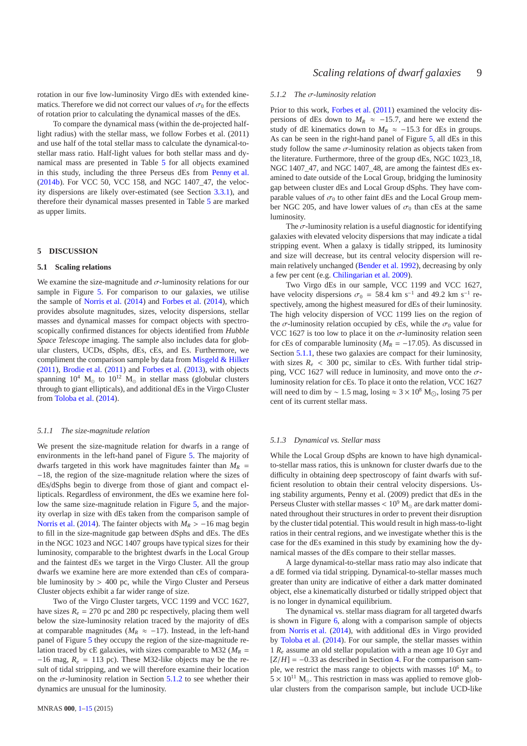rotation in our five low-luminosity Virgo dEs with extended kinematics. Therefore we did not correct our values of $\sigma_0$ for the effects of rotation prior to calculating the dynamical masses of the dEs.

To compare the dynamical mass (within the de-projected half-light radius) with the stellar mass, we follow Forbes et al. (2011) and use half of the total stellar mass to calculate the dynamical-to-stellar mass ratio. Half-light values for both stellar mass and dynamical mass are presented in Table 5 for all objects examined in this study, including the three Perseus dEs from Penny et al. (2014b). For VCC 50, VCC 158, and NGC 1407_47, the velocity dispersions are likely over-estimated (see Section 3.3.1), and therefore their dynamical masses presented in Table 5 are marked as upper limits.

## 5 DISCUSSION

### 5.1 Scaling relations

We examine the size-magnitude and $\sigma$-luminosity relations for our sample in Figure 5. For comparison to our galaxies, we utilise the sample of Norris et al. (2014) and Forbes et al. (2014), which provides absolute magnitudes, sizes, velocity dispersions, stellar masses and dynamical masses for compact objects with spectroscopically confirmed distances for objects identified from *Hubble Space Telescope* imaging. The sample also includes data for globular clusters, UCDs, dSphs, dEs, cEs, and Es. Furthermore, we compliment the comparison sample by data from Misgeld & Hilker (2011), Brodie et al. (2011) and Forbes et al. (2013), with objects spanning $10^4$ M$_\odot$ to $10^{12}$ M$_\odot$ in stellar mass (globular clusters through to giant ellipticals), and additional dEs in the Virgo Cluster from Toloba et al. (2014).

#### 5.1.1 The size-magnitude relation

We present the size-magnitude relation for dwarfs in a range of environments in the left-hand panel of Figure 5. The majority of dwarfs targeted in this work have magnitudes fainter than $M_R = -18$, the region of the size-magnitude relation where the sizes of dEs/dSphs begin to diverge from those of giant and compact ellipticals. Regardless of environment, the dEs we examine here follow the same size-magnitude relation in Figure 5, and the majority overlap in size with dEs taken from the comparison sample of Norris et al. (2014). The fainter objects with $M_R > -16$ mag begin to fill in the size-magnitude gap between dSphs and dEs. The dEs in the NGC 1023 and NGC 1407 groups have typical sizes for their luminosity, comparable to the brightest dwarfs in the Local Group and the faintest dEs we target in the Virgo Cluster. All the group dwarfs we examine here are more extended than cEs of comparable luminosity by > 400 pc, while the Virgo Cluster and Perseus Cluster objects exhibit a far wider range of size.

Two of the Virgo Cluster targets, VCC 1199 and VCC 1627, have sizes $R_e$ = 270 pc and 280 pc respectively, placing them well below the size-luminosity relation traced by the majority of dEs at comparable magnitudes ($M_R \approx -17$). Instead, in the left-hand panel of Figure 5 they occupy the region of the size-magnitude relation traced by cE galaxies, with sizes comparable to M32 ($M_R = -16$ mag, $R_e$ = 113 pc). These M32-like objects may be the result of tidal stripping, and we will therefore examine their location on the $\sigma$-luminosity relation in Section 5.1.2 to see whether their dynamics are unusual for the luminosity.

#### 5.1.2 The $\sigma$-luminosity relation

Prior to this work, Forbes et al. (2011) examined the velocity dispersions of dEs down to $M_R \approx -15.7$, and here we extend the study of dE kinematics down to $M_R \approx -15.3$ for dEs in groups. As can be seen in the right-hand panel of Figure 5, all dEs in this study follow the same $\sigma$-luminosity relation as objects taken from the literature. Furthermore, three of the group dEs, NGC 1023_18, NGC 1407_47, and NGC 1407_48, are among the faintest dEs examined to date outside of the Local Group, bridging the luminosity gap between cluster dEs and Local Group dSphs. They have comparable values of $\sigma_0$ to other faint dEs and the Local Group member NGC 205, and have lower values of $\sigma_0$ than cEs at the same luminosity.

The $\sigma$-luminosity relation is a useful diagnostic for identifying galaxies with elevated velocity dispersions that may indicate a tidal stripping event. When a galaxy is tidally stripped, its luminosity and size will decrease, but its central velocity dispersion will remain relatively unchanged (Bender et al. 1992), decreasing by only a few per cent (e.g. Chilingarian et al. 2009).

Two Virgo dEs in our sample, VCC 1199 and VCC 1627, have velocity dispersions $\sigma_0$ = 58.4 km s$^{-1}$ and 49.2 km s$^{-1}$ respectively, among the highest measured for dEs of their luminosity. The high velocity dispersion of VCC 1199 lies on the region of the $\sigma$-luminosity relation occupied by cEs, while the $\sigma_0$ value for VCC 1627 is too low to place it on the $\sigma$-luminosity relation seen for cEs of comparable luminosity ($M_R = -17.05$). As discussed in Section 5.1.1, these two galaxies are compact for their luminosity, with sizes $R_e$ < 300 pc, similar to cEs. With further tidal stripping, VCC 1627 will reduce in luminosity, and move onto the $\sigma$-luminosity relation for cEs. To place it onto the relation, VCC 1627 will need to dim by ~ 1.5 mag, losing $\approx 3 \times 10^8$ M$_\odot$, losing 75 per cent of its current stellar mass.

#### 5.1.3 Dynamical vs. Stellar mass

While the Local Group dSphs are known to have high dynamical-to-stellar mass ratios, this is unknown for cluster dwarfs due to the difficulty in obtaining deep spectroscopy of faint dwarfs with sufficient resolution to obtain their central velocity dispersions. Using stability arguments, Penny et al. (2009) predict that dEs in the Perseus Cluster with stellar masses < $10^9$ M$_\odot$ are dark matter dominated throughout their structures in order to prevent their disruption by the cluster tidal potential. This would result in high mass-to-light ratios in their central regions, and we investigate whether this is the case for the dEs examined in this study by examining how the dynamical masses of the dEs compare to their stellar masses.

A large dynamical-to-stellar mass ratio may also indicate that a dE formed via tidal stripping. Dynamical-to-stellar masses much greater than unity are indicative of either a dark matter dominated object, else a kinematically disturbed or tidally stripped object that is no longer in dynamical equilibrium.

The dynamical vs. stellar mass diagram for all targeted dwarfs is shown in Figure 6, along with a comparison sample of objects from Norris et al. (2014), with additional dEs in Virgo provided by Toloba et al. (2014). For our sample, the stellar masses within 1 $R_e$ assume an old stellar population with a mean age 10 Gyr and $[Z/H] = -0.33$ as described in Section 4. For the comparison sample, we restrict the mass range to objects with masses $10^6$ M$_\odot$ to $5 \times 10^{11}$ M$_\odot$. This restriction in mass was applied to remove globular clusters from the comparison sample, but include UCD-like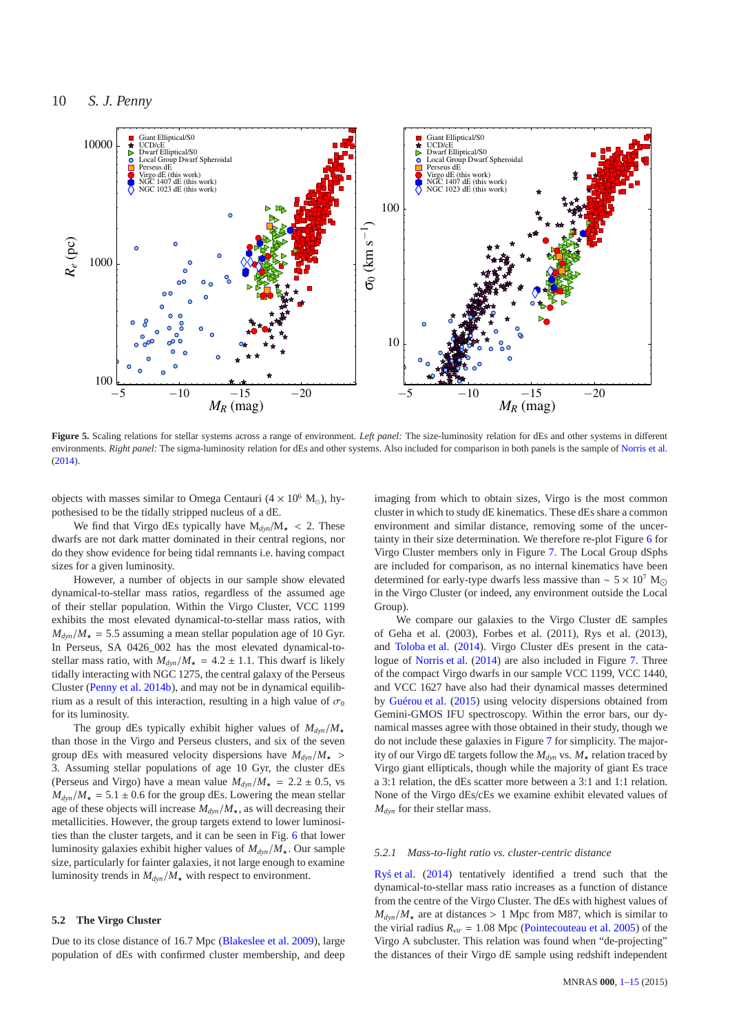**Figure 5.** Scaling relations for stellar systems across a range of environment. *Left panel:* The size-luminosity relation for dEs and other systems in different environments. *Right panel:* The sigma-luminosity relation for dEs and other systems. Also included for comparison in both panels is the sample of Norris et al. (2014).

objects with masses similar to Omega Centauri ($4 \times 10^6$ M$_\odot$), hypothesised to be the tidally stripped nucleus of a dE.

We find that Virgo dEs typically have $M_{dyn}/M_\star < 2$. These dwarfs are not dark matter dominated in their central regions, nor do they show evidence for being tidal remnants i.e. having compact sizes for a given luminosity.

However, a number of objects in our sample show elevated dynamical-to-stellar mass ratios, regardless of the assumed age of their stellar population. Within the Virgo Cluster, VCC 1199 exhibits the most elevated dynamical-to-stellar mass ratios, with $M_{dyn}/M_\star = 5.5$ assuming a mean stellar population age of 10 Gyr. In Perseus, SA 0426_002 has the most elevated dynamical-to-stellar mass ratio, with $M_{dyn}/M_\star = 4.2 \pm 1.1$. This dwarf is likely tidally interacting with NGC 1275, the central galaxy of the Perseus Cluster (Penny et al. 2014b), and may not be in dynamical equilibrium as a result of this interaction, resulting in a high value of $\sigma_0$ for its luminosity.

The group dEs typically exhibit higher values of $M_{dyn}/M_\star$ than those in the Virgo and Perseus clusters, and six of the seven group dEs with measured velocity dispersions have $M_{dyn}/M_\star > 3$. Assuming stellar populations of age 10 Gyr, the cluster dEs (Perseus and Virgo) have a mean value $M_{dyn}/M_\star = 2.2 \pm 0.5$, vs $M_{dyn}/M_\star = 5.1 \pm 0.6$ for the group dEs. Lowering the mean stellar age of these objects will increase $M_{dyn}/M_\star$, as will decreasing their metallicities. However, the group targets extend to lower luminosities than the cluster targets, and it can be seen in Fig. 6 that lower luminosity galaxies exhibit higher values of $M_{dyn}/M_\star$. Our sample size, particularly for fainter galaxies, it not large enough to examine luminosity trends in $M_{dyn}/M_\star$ with respect to environment.

## 5.2 The Virgo Cluster

Due to its close distance of 16.7 Mpc (Blakeslee et al. 2009), large population of dEs with confirmed cluster membership, and deep imaging from which to obtain sizes, Virgo is the most common cluster in which to study dE kinematics. These dEs share a common environment and similar distance, removing some of the uncertainty in their size determination. We therefore re-plot Figure 6 for Virgo Cluster members only in Figure 7. The Local Group dSphs are included for comparison, as no internal kinematics have been determined for early-type dwarfs less massive than $\sim 5 \times 10^7$ M$_\odot$ in the Virgo Cluster (or indeed, any environment outside the Local Group).

We compare our galaxies to the Virgo Cluster dE samples of Geha et al. (2003), Forbes et al. (2011), Rys et al. (2013), and Toloba et al. (2014). Virgo Cluster dEs present in the catalogue of Norris et al. (2014) are also included in Figure 7. Three of the compact Virgo dwarfs in our sample VCC 1199, VCC 1440, and VCC 1627 have also had their dynamical masses determined by Guérou et al. (2015) using velocity dispersions obtained from Gemini-GMOS IFU spectroscopy. Within the error bars, our dynamical masses agree with those obtained in their study, though we do not include these galaxies in Figure 7 for simplicity. The majority of our Virgo dE targets follow the $M_{dyn}$ vs. $M_\star$ relation traced by Virgo giant ellipticals, though while the majority of giant Es trace a 3:1 relation, the dEs scatter more between a 3:1 and 1:1 relation. None of the Virgo dEs/cEs we examine exhibit elevated values of $M_{dyn}$ for their stellar mass.

### 5.2.1 *Mass-to-light ratio vs. cluster-centric distance*

Ryś et al. (2014) tentatively identified a trend such that the dynamical-to-stellar mass ratio increases as a function of distance from the centre of the Virgo Cluster. The dEs with highest values of $M_{dyn}/M_\star$ are at distances > 1 Mpc from M87, which is similar to the virial radius $R_{vir} = 1.08$ Mpc (Pointecouteau et al. 2005) of the Virgo A subcluster. This relation was found when "de-projecting" the distances of their Virgo dE sample using redshift independent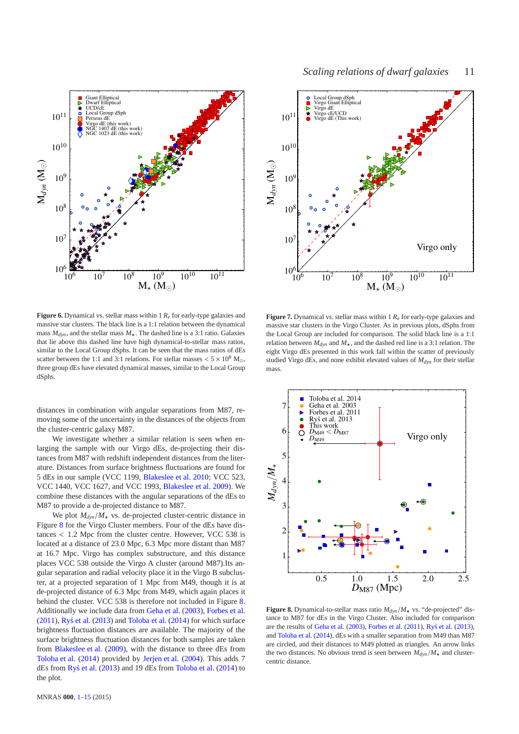**Figure 6.** Dynamical vs. stellar mass within 1 $R_e$ for early-type galaxies and massive star clusters. The black line is a 1:1 relation between the dynamical mass $M_{dyn}$, and the stellar mass $M_\star$. The dashed line is a 3:1 ratio. Galaxies that lie above this dashed line have high dynamical-to-stellar mass ratios, similar to the Local Group dSphs. It can be seen that the mass ratios of dEs scatter between the 1:1 and 3:1 relations. For stellar masses $< 5 \times 10^8$ M$_\odot$, three group dEs have elevated dynamical masses, similar to the Local Group dSphs.

**Figure 7.** Dynamical vs. stellar mass within 1 $R_e$ for early-type galaxies and massive star clusters in the Virgo Cluster. As in previous plots, dSphs from the Local Group are included for comparison. The solid black line is a 1:1 relation between $M_{dyn}$ and $M_\star$, and the dashed red line is a 3:1 relation. The eight Virgo dEs presented in this work fall within the scatter of previously studied Virgo dEs, and none exhibit elevated values of $M_{dyn}$ for their stellar mass.

distances in combination with angular separations from M87, removing some of the uncertainty in the distances of the objects from the cluster-centric galaxy M87.

We investigate whether a similar relation is seen when enlarging the sample with our Virgo dEs, de-projecting their distances from M87 with redshift independent distances from the literature. Distances from surface brightness fluctuations are found for 5 dEs in our sample (VCC 1199, Blakeslee et al. 2010; VCC 523, VCC 1440, VCC 1627, and VCC 1993, Blakeslee et al. 2009). We combine these distances with the angular separations of the dEs to M87 to provide a de-projected distance to M87.

We plot $M_{dyn}/M_\star$ vs. de-projected cluster-centric distance in Figure 8 for the Virgo Cluster members. Four of the dEs have distances $< 1.2$ Mpc from the cluster centre. However, VCC 538 is located at a distance of 23.0 Mpc, 6.3 Mpc more distant than M87 at 16.7 Mpc. Virgo has complex substructure, and this distance places VCC 538 outside the Virgo A cluster (around M87).Its angular separation and radial velocity place it in the Virgo B subcluster, at a projected separation of 1 Mpc from M49, though it is at de-projected distance of 6.3 Mpc from M49, which again places it behind the cluster. VCC 538 is therefore not included in Figure 8. Additionally we include data from Geha et al. (2003), Forbes et al. (2011), Ryś et al. (2013) and Toloba et al. (2014) for which surface brightness fluctuation distances are available. The majority of the surface brightness fluctuation distances for both samples are taken from Blakeslee et al. (2009), with the distance to three dEs from Toloba et al. (2014) provided by Jerjen et al. (2004). This adds 7 dEs from Ryś et al. (2013) and 19 dEs from Toloba et al. (2014) to the plot.

**Figure 8.** Dynamical-to-stellar mass ratio $M_{dyn}/M_\star$ vs. "de-projected" distance to M87 for dEs in the Virgo Cluster. Also included for comparison are the results of Geha et al. (2003), Forbes et al. (2011), Ryś et al. (2013), and Toloba et al. (2014). dEs with a smaller separation from M49 than M87 are circled, and their distances to M49 plotted as triangles. An arrow links the two distances. No obvious trend is seen between $M_{dyn}/M_\star$ and cluster-centric distance.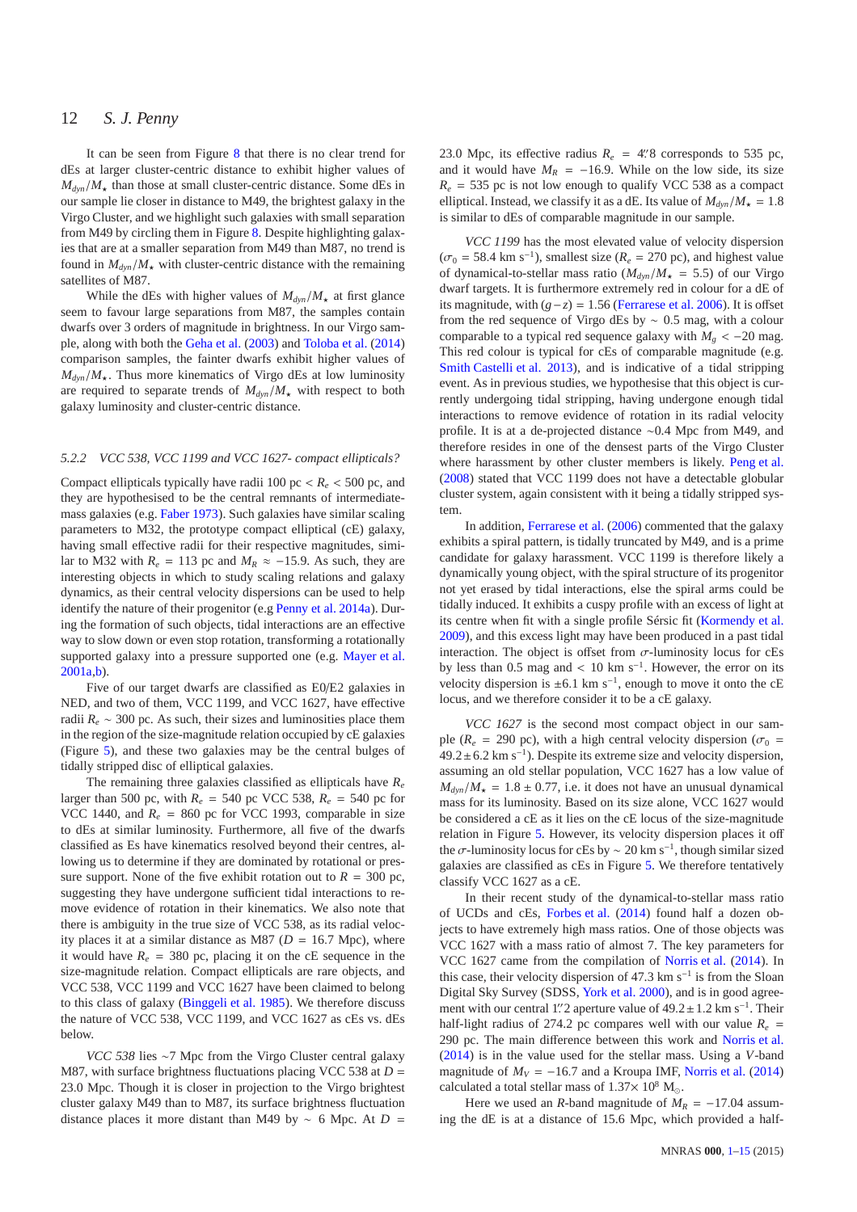It can be seen from Figure 8 that there is no clear trend for dEs at larger cluster-centric distance to exhibit higher values of $M_{dyn}/M_{\star}$ than those at small cluster-centric distance. Some dEs in our sample lie closer in distance to M49, the brightest galaxy in the Virgo Cluster, and we highlight such galaxies with small separation from M49 by circling them in Figure 8. Despite highlighting galaxies that are at a smaller separation from M49 than M87, no trend is found in $M_{dyn}/M_{\star}$ with cluster-centric distance with the remaining satellites of M87.

While the dEs with higher values of $M_{dyn}/M_{\star}$ at first glance seem to favour large separations from M87, the samples contain dwarfs over 3 orders of magnitude in brightness. In our Virgo sample, along with both the Geha et al. (2003) and Toloba et al. (2014) comparison samples, the fainter dwarfs exhibit higher values of $M_{dyn}/M_{\star}$. Thus more kinematics of Virgo dEs at low luminosity are required to separate trends of $M_{dyn}/M_{\star}$ with respect to both galaxy luminosity and cluster-centric distance.

#### 5.2.2 VCC 538, VCC 1199 and VCC 1627- compact ellipticals?

Compact ellipticals typically have radii 100 pc $< R_e <$ 500 pc, and they are hypothesised to be the central remnants of intermediate-mass galaxies (e.g. Faber 1973). Such galaxies have similar scaling parameters to M32, the prototype compact elliptical (cE) galaxy, having small effective radii for their respective magnitudes, similar to M32 with $R_e$ = 113 pc and $M_R \approx -15.9$. As such, they are interesting objects in which to study scaling relations and galaxy dynamics, as their central velocity dispersions can be used to help identify the nature of their progenitor (e.g Penny et al. 2014a). During the formation of such objects, tidal interactions are an effective way to slow down or even stop rotation, transforming a rotationally supported galaxy into a pressure supported one (e.g. Mayer et al. 2001a,b).

Five of our target dwarfs are classified as E0/E2 galaxies in NED, and two of them, VCC 1199, and VCC 1627, have effective radii $R_e \sim$ 300 pc. As such, their sizes and luminosities place them in the region of the size-magnitude relation occupied by cE galaxies (Figure 5), and these two galaxies may be the central bulges of tidally stripped disc of elliptical galaxies.

The remaining three galaxies classified as ellipticals have $R_e$ larger than 500 pc, with $R_e$ = 540 pc VCC 538, $R_e$ = 540 pc for VCC 1440, and $R_e$ = 860 pc for VCC 1993, comparable in size to dEs at similar luminosity. Furthermore, all five of the dwarfs classified as Es have kinematics resolved beyond their centres, allowing us to determine if they are dominated by rotational or pressure support. None of the five exhibit rotation out to $R$ = 300 pc, suggesting they have undergone sufficient tidal interactions to remove evidence of rotation in their kinematics. We also note that there is ambiguity in the true size of VCC 538, as its radial velocity places it at a similar distance as M87 ($D$ = 16.7 Mpc), where it would have $R_e$ = 380 pc, placing it on the cE sequence in the size-magnitude relation. Compact ellipticals are rare objects, and VCC 538, VCC 1199 and VCC 1627 have been claimed to belong to this class of galaxy (Binggeli et al. 1985). We therefore discuss the nature of VCC 538, VCC 1199, and VCC 1627 as cEs vs. dEs below.

*VCC 538* lies ~7 Mpc from the Virgo Cluster central galaxy M87, with surface brightness fluctuations placing VCC 538 at $D$ = 23.0 Mpc. Though it is closer in projection to the Virgo brightest cluster galaxy M49 than to M87, its surface brightness fluctuation distance places it more distant than M49 by ~ 6 Mpc. At $D$ = 23.0 Mpc, its effective radius $R_e$ = 4.″8 corresponds to 535 pc, and it would have $M_R = -16.9$. While on the low side, its size $R_e$ = 535 pc is not low enough to qualify VCC 538 as a compact elliptical. Instead, we classify it as a dE. Its value of $M_{dyn}/M_{\star}$ = 1.8 is similar to dEs of comparable magnitude in our sample.

*VCC 1199* has the most elevated value of velocity dispersion ($\sigma_0$ = 58.4 km s$^{-1}$), smallest size ($R_e$ = 270 pc), and highest value of dynamical-to-stellar mass ratio ($M_{dyn}/M_{\star}$ = 5.5) of our Virgo dwarf targets. It is furthermore extremely red in colour for a dE of its magnitude, with $(g-z)$ = 1.56 (Ferrarese et al. 2006). It is offset from the red sequence of Virgo dEs by ~ 0.5 mag, with a colour comparable to a typical red sequence galaxy with $M_g < -20$ mag. This red colour is typical for cEs of comparable magnitude (e.g. Smith Castelli et al. 2013), and is indicative of a tidal stripping event. As in previous studies, we hypothesise that this object is currently undergoing tidal stripping, having undergone enough tidal interactions to remove evidence of rotation in its radial velocity profile. It is at a de-projected distance ~0.4 Mpc from M49, and therefore resides in one of the densest parts of the Virgo Cluster where harassment by other cluster members is likely. Peng et al. (2008) stated that VCC 1199 does not have a detectable globular cluster system, again consistent with it being a tidally stripped system.

In addition, Ferrarese et al. (2006) commented that the galaxy exhibits a spiral pattern, is tidally truncated by M49, and is a prime candidate for galaxy harassment. VCC 1199 is therefore likely a dynamically young object, with the spiral structure of its progenitor not yet erased by tidal interactions, else the spiral arms could be tidally induced. It exhibits a cuspy profile with an excess of light at its centre when fit with a single profile Sérsic fit (Kormendy et al. 2009), and this excess light may have been produced in a past tidal interaction. The object is offset from $\sigma$-luminosity locus for cEs by less than 0.5 mag and $<$ 10 km s$^{-1}$. However, the error on its velocity dispersion is $\pm$6.1 km s$^{-1}$, enough to move it onto the cE locus, and we therefore consider it to be a cE galaxy.

*VCC 1627* is the second most compact object in our sample ($R_e$ = 290 pc), with a high central velocity dispersion ($\sigma_0$ = $49.2 \pm 6.2$ km s$^{-1}$). Despite its extreme size and velocity dispersion, assuming an old stellar population, VCC 1627 has a low value of $M_{dyn}/M_{\star} = 1.8 \pm 0.77$, i.e. it does not have an unusual dynamical mass for its luminosity. Based on its size alone, VCC 1627 would be considered a cE as it lies on the cE locus of the size-magnitude relation in Figure 5. However, its velocity dispersion places it off the $\sigma$-luminosity locus for cEs by ~ 20 km s$^{-1}$, though similar sized galaxies are classified as cEs in Figure 5. We therefore tentatively classify VCC 1627 as a cE.

In their recent study of the dynamical-to-stellar mass ratio of UCDs and cEs, Forbes et al. (2014) found half a dozen objects to have extremely high mass ratios. One of those objects was VCC 1627 with a mass ratio of almost 7. The key parameters for VCC 1627 came from the compilation of Norris et al. (2014). In this case, their velocity dispersion of 47.3 km s$^{-1}$ is from the Sloan Digital Sky Survey (SDSS, York et al. 2000), and is in good agreement with our central 1.″2 aperture value of $49.2 \pm 1.2$ km s$^{-1}$. Their half-light radius of 274.2 pc compares well with our value $R_e$ = 290 pc. The main difference between this work and Norris et al. (2014) is in the value used for the stellar mass. Using a $V$-band magnitude of $M_V = -16.7$ and a Kroupa IMF, Norris et al. (2014) calculated a total stellar mass of $1.37 \times 10^8$ M$_{\odot}$.

Here we used an $R$-band magnitude of $M_R = -17.04$ assuming the dE is at a distance of 15.6 Mpc, which provided a half-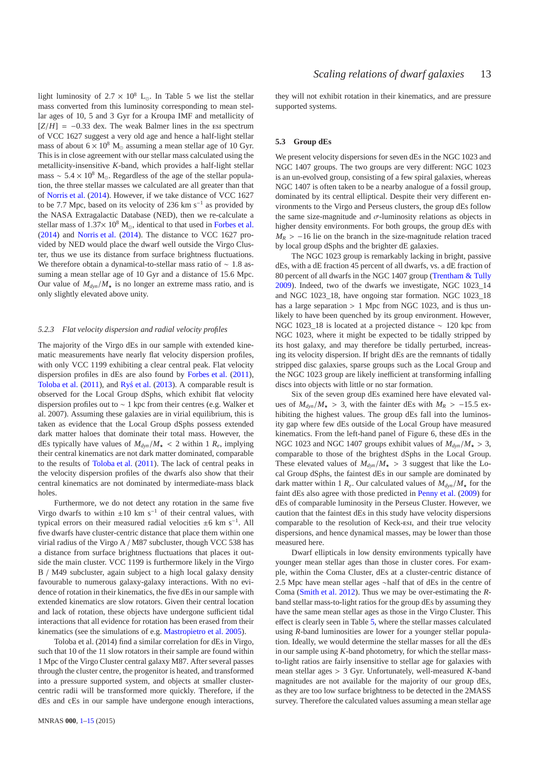light luminosity of $2.7 \times 10^8$ L$_\odot$. In Table 5 we list the stellar mass converted from this luminosity corresponding to mean stellar ages of 10, 5 and 3 Gyr for a Kroupa IMF and metallicity of $[Z/H] = -0.33$ dex. The weak Balmer lines in the ESI spectrum of VCC 1627 suggest a very old age and hence a half-light stellar mass of about $6 \times 10^8$ M$_\odot$ assuming a mean stellar age of 10 Gyr. This is in close agreement with our stellar mass calculated using the metallicity-insensitive $K$-band, which provides a half-light stellar mass $\sim 5.4 \times 10^8$ M$_\odot$. Regardless of the age of the stellar population, the three stellar masses we calculated are all greater than that of Norris et al. (2014). However, if we take distance of VCC 1627 to be 7.7 Mpc, based on its velocity of 236 km s$^{-1}$ as provided by the NASA Extragalactic Database (NED), then we re-calculate a stellar mass of $1.37\times 10^8$ M$_\odot$, identical to that used in Forbes et al. (2014) and Norris et al. (2014). The distance to VCC 1627 provided by NED would place the dwarf well outside the Virgo Cluster, thus we use its distance from surface brightness fluctuations. We therefore obtain a dynamical-to-stellar mass ratio of $\sim 1.8$ assuming a mean stellar age of 10 Gyr and a distance of 15.6 Mpc. Our value of $M_{dyn}/M_\star$ is no longer an extreme mass ratio, and is only slightly elevated above unity.

#### 5.2.3 *Flat velocity dispersion and radial velocity profiles*

The majority of the Virgo dEs in our sample with extended kinematic measurements have nearly flat velocity dispersion profiles, with only VCC 1199 exhibiting a clear central peak. Flat velocity dispersion profiles in dEs are also found by Forbes et al. (2011), Toloba et al. (2011), and Ryś et al. (2013). A comparable result is observed for the Local Group dSphs, which exhibit flat velocity dispersion profiles out to $\sim 1$ kpc from their centres (e.g. Walker et al. 2007). Assuming these galaxies are in virial equilibrium, this is taken as evidence that the Local Group dSphs possess extended dark matter haloes that dominate their total mass. However, the dEs typically have values of $M_{dyn}/M_\star < 2$ within 1 $R_e$, implying their central kinematics are not dark matter dominated, comparable to the results of Toloba et al. (2011). The lack of central peaks in the velocity dispersion profiles of the dwarfs also show that their central kinematics are not dominated by intermediate-mass black holes.

Furthermore, we do not detect any rotation in the same five Virgo dwarfs to within $\pm 10$ km s$^{-1}$ of their central values, with typical errors on their measured radial velocities $\pm 6$ km s$^{-1}$. All five dwarfs have cluster-centric distance that place them within one virial radius of the Virgo A / M87 subcluster, though VCC 538 has a distance from surface brightness fluctuations that places it outside the main cluster. VCC 1199 is furthermore likely in the Virgo B / M49 subcluster, again subject to a high local galaxy density favourable to numerous galaxy-galaxy interactions. With no evidence of rotation in their kinematics, the five dEs in our sample with extended kinematics are slow rotators. Given their central location and lack of rotation, these objects have undergone sufficient tidal interactions that all evidence for rotation has been erased from their kinematics (see the simulations of e.g. Mastropietro et al. 2005).

Toloba et al. (2014) find a similar correlation for dEs in Virgo, such that 10 of the 11 slow rotators in their sample are found within 1 Mpc of the Virgo Cluster central galaxy M87. After several passes through the cluster centre, the progenitor is heated, and transformed into a pressure supported system, and objects at smaller cluster-centric radii will be transformed more quickly. Therefore, if the dEs and cEs in our sample have undergone enough interactions, they will not exhibit rotation in their kinematics, and are pressure supported systems.

### 5.3 Group dEs

We present velocity dispersions for seven dEs in the NGC 1023 and NGC 1407 groups. The two groups are very different: NGC 1023 is an un-evolved group, consisting of a few spiral galaxies, whereas NGC 1407 is often taken to be a nearby analogue of a fossil group, dominated by its central elliptical. Despite their very different environments to the Virgo and Perseus clusters, the group dEs follow the same size-magnitude and $\sigma$-luminosity relations as objects in higher density environments. For both groups, the group dEs with $M_R > -16$ lie on the branch in the size-magnitude relation traced by local group dSphs and the brighter dE galaxies.

The NGC 1023 group is remarkably lacking in bright, passive dEs, with a dE fraction 45 percent of all dwarfs, vs. a dE fraction of 80 percent of all dwarfs in the NGC 1407 group (Trentham & Tully 2009). Indeed, two of the dwarfs we investigate, NGC 1023_14 and NGC 1023_18, have ongoing star formation. NGC 1023_18 has a large separation $> 1$ Mpc from NGC 1023, and is thus unlikely to have been quenched by its group environment. However, NGC 1023_18 is located at a projected distance $\sim 120$ kpc from NGC 1023, where it might be expected to be tidally stripped by its host galaxy, and may therefore be tidally perturbed, increasing its velocity dispersion. If bright dEs are the remnants of tidally stripped disc galaxies, sparse groups such as the Local Group and the NGC 1023 group are likely inefficient at transforming infalling discs into objects with little or no star formation.

Six of the seven group dEs examined here have elevated values of $M_{dyn}/M_\star > 3$, with the fainter dEs with $M_R > -15.5$ exhibiting the highest values. The group dEs fall into the luminosity gap where few dEs outside of the Local Group have measured kinematics. From the left-hand panel of Figure 6, these dEs in the NGC 1023 and NGC 1407 groups exhibit values of $M_{dyn}/M_\star > 3$, comparable to those of the brightest dSphs in the Local Group. These elevated values of $M_{dyn}/M_\star > 3$ suggest that like the Local Group dSphs, the faintest dEs in our sample are dominated by dark matter within 1 $R_e$. Our calculated values of $M_{dyn}/M_\star$ for the faint dEs also agree with those predicted in Penny et al. (2009) for dEs of comparable luminosity in the Perseus Cluster. However, we caution that the faintest dEs in this study have velocity dispersions comparable to the resolution of Keck-ESI, and their true velocity dispersions, and hence dynamical masses, may be lower than those measured here.

Dwarf ellipticals in low density environments typically have younger mean stellar ages than those in cluster cores. For example, within the Coma Cluster, dEs at a cluster-centric distance of 2.5 Mpc have mean stellar ages ~half that of dEs in the centre of Coma (Smith et al. 2012). Thus we may be over-estimating the $R$-band stellar mass-to-light ratios for the group dEs by assuming they have the same mean stellar ages as those in the Virgo Cluster. This effect is clearly seen in Table 5, where the stellar masses calculated using $R$-band luminosities are lower for a younger stellar population. Ideally, we would determine the stellar masses for all the dEs in our sample using $K$-band photometry, for which the stellar mass-to-light ratios are fairly insensitive to stellar age for galaxies with mean stellar ages $> 3$ Gyr. Unfortunately, well-measured $K$-band magnitudes are not available for the majority of our group dEs, as they are too low surface brightness to be detected in the 2MASS survey. Therefore the calculated values assuming a mean stellar age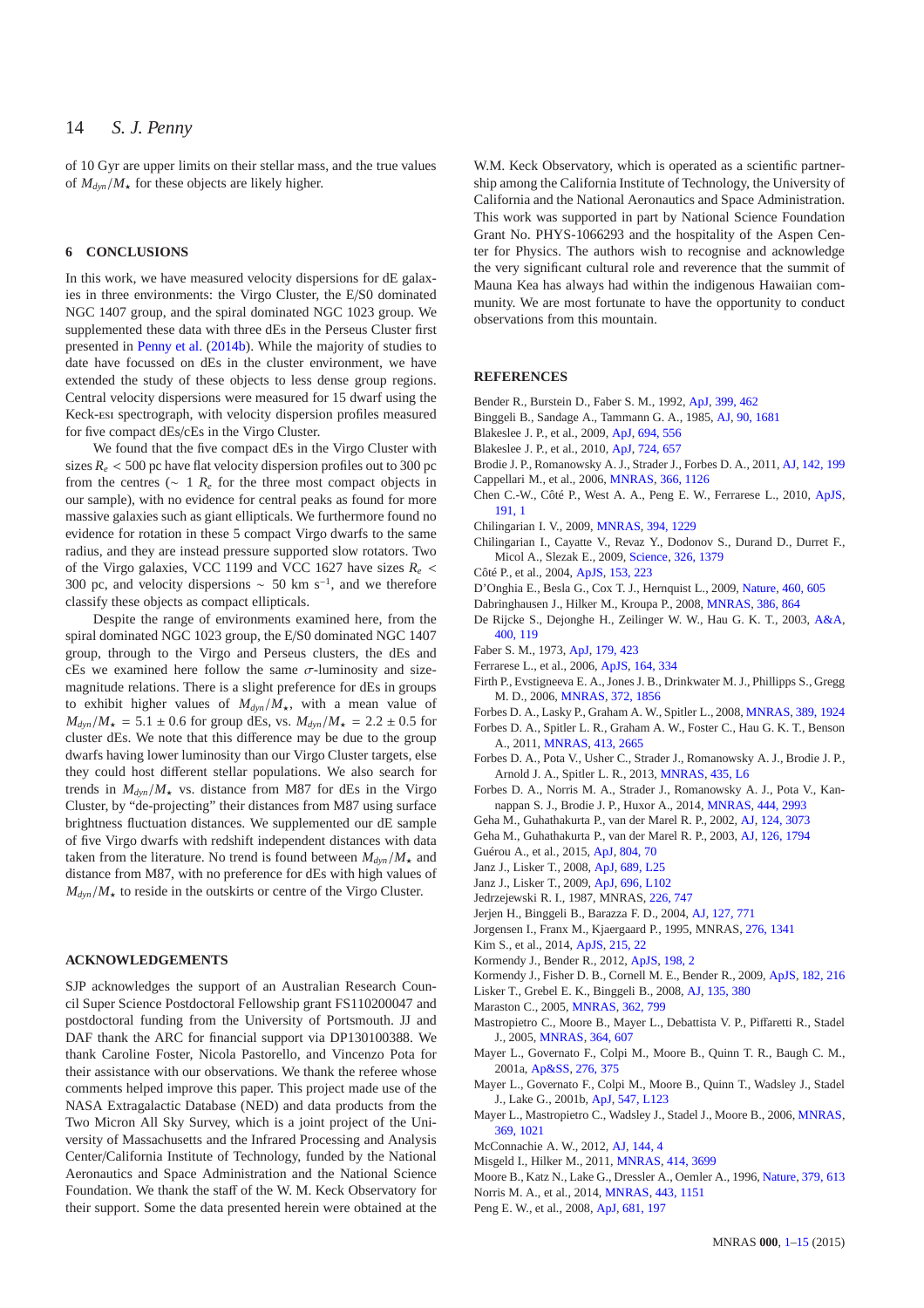of 10 Gyr are upper limits on their stellar mass, and the true values of $M_{dyn}/M_{\star}$ for these objects are likely higher.

## 6 CONCLUSIONS

In this work, we have measured velocity dispersions for dE galaxies in three environments: the Virgo Cluster, the E/S0 dominated NGC 1407 group, and the spiral dominated NGC 1023 group. We supplemented these data with three dEs in the Perseus Cluster first presented in Penny et al. (2014b). While the majority of studies to date have focussed on dEs in the cluster environment, we have extended the study of these objects to less dense group regions. Central velocity dispersions were measured for 15 dwarf using the Keck-ESI spectrograph, with velocity dispersion profiles measured for five compact dEs/cEs in the Virgo Cluster.

We found that the five compact dEs in the Virgo Cluster with sizes $R_e < 500$ pc have flat velocity dispersion profiles out to 300 pc from the centres ($\sim 1$ $R_e$ for the three most compact objects in our sample), with no evidence for central peaks as found for more massive galaxies such as giant ellipticals. We furthermore found no evidence for rotation in these 5 compact Virgo dwarfs to the same radius, and they are instead pressure supported slow rotators. Two of the Virgo galaxies, VCC 1199 and VCC 1627 have sizes $R_e <$ 300 pc, and velocity dispersions $\sim$ 50 km s$^{-1}$, and we therefore classify these objects as compact ellipticals.

Despite the range of environments examined here, from the spiral dominated NGC 1023 group, the E/S0 dominated NGC 1407 group, through to the Virgo and Perseus clusters, the dEs and cEs we examined here follow the same $\sigma$-luminosity and size-magnitude relations. There is a slight preference for dEs in groups to exhibit higher values of $M_{dyn}/M_{\star}$, with a mean value of $M_{dyn}/M_{\star} = 5.1 \pm 0.6$ for group dEs, vs. $M_{dyn}/M_{\star} = 2.2 \pm 0.5$ for cluster dEs. We note that this difference may be due to the group dwarfs having lower luminosity than our Virgo Cluster targets, else they could host different stellar populations. We also search for trends in $M_{dyn}/M_{\star}$ vs. distance from M87 for dEs in the Virgo Cluster, by "de-projecting" their distances from M87 using surface brightness fluctuation distances. We supplemented our dE sample of five Virgo dwarfs with redshift independent distances with data taken from the literature. No trend is found between $M_{dyn}/M_{\star}$ and distance from M87, with no preference for dEs with high values of $M_{dyn}/M_{\star}$ to reside in the outskirts or centre of the Virgo Cluster.

## ACKNOWLEDGEMENTS

SJP acknowledges the support of an Australian Research Council Super Science Postdoctoral Fellowship grant FS110200047 and postdoctoral funding from the University of Portsmouth. JJ and DAF thank the ARC for financial support via DP130100388. We thank Caroline Foster, Nicola Pastorello, and Vincenzo Pota for their assistance with our observations. We thank the referee whose comments helped improve this paper. This project made use of the NASA Extragalactic Database (NED) and data products from the Two Micron All Sky Survey, which is a joint project of the University of Massachusetts and the Infrared Processing and Analysis Center/California Institute of Technology, funded by the National Aeronautics and Space Administration and the National Science Foundation. We thank the staff of the W. M. Keck Observatory for their support. Some the data presented herein were obtained at the W.M. Keck Observatory, which is operated as a scientific partnership among the California Institute of Technology, the University of California and the National Aeronautics and Space Administration. This work was supported in part by National Science Foundation Grant No. PHYS-1066293 and the hospitality of the Aspen Center for Physics. The authors wish to recognise and acknowledge the very significant cultural role and reverence that the summit of Mauna Kea has always had within the indigenous Hawaiian community. We are most fortunate to have the opportunity to conduct observations from this mountain.

## REFERENCES

Bender R., Burstein D., Faber S. M., 1992, ApJ, 399, 462
Binggeli B., Sandage A., Tammann G. A., 1985, AJ, 90, 1681
Blakeslee J. P., et al., 2009, ApJ, 694, 556
Blakeslee J. P., et al., 2010, ApJ, 724, 657
Brodie J. P., Romanowsky A. J., Strader J., Forbes D. A., 2011, AJ, 142, 199
Cappellari M., et al., 2006, MNRAS, 366, 1126
Chen C.-W., Côté P., West A. A., Peng E. W., Ferrarese L., 2010, ApJS, 191, 1
Chilingarian I. V., 2009, MNRAS, 394, 1229
Chilingarian I., Cayatte V., Revaz Y., Dodonov S., Durand D., Durret F., Micol A., Slezak E., 2009, Science, 326, 1379
Côté P., et al., 2004, ApJS, 153, 223
D'Onghia E., Besla G., Cox T. J., Hernquist L., 2009, Nature, 460, 605
Dabringhausen J., Hilker M., Kroupa P., 2008, MNRAS, 386, 864
De Rijcke S., Dejonghe H., Zeilinger W. W., Hau G. K. T., 2003, A&A, 400, 119
Faber S. M., 1973, ApJ, 179, 423
Ferrarese L., et al., 2006, ApJS, 164, 334
Firth P., Evstigneeva E. A., Jones J. B., Drinkwater M. J., Phillipps S., Gregg M. D., 2006, MNRAS, 372, 1856
Forbes D. A., Lasky P., Graham A. W., Spitler L., 2008, MNRAS, 389, 1924
Forbes D. A., Spitler L. R., Graham A. W., Foster C., Hau G. K. T., Benson A., 2011, MNRAS, 413, 2665
Forbes D. A., Pota V., Usher C., Strader J., Romanowsky A. J., Brodie J. P., Arnold J. A., Spitler L. R., 2013, MNRAS, 435, L6
Forbes D. A., Norris M. A., Strader J., Romanowsky A. J., Pota V., Kannappan S. J., Brodie J. P., Huxor A., 2014, MNRAS, 444, 2993
Geha M., Guhathakurta P., van der Marel R. P., 2002, AJ, 124, 3073
Geha M., Guhathakurta P., van der Marel R. P., 2003, AJ, 126, 1794
Guérou A., et al., 2015, ApJ, 804, 70
Janz J., Lisker T., 2008, ApJ, 689, L25
Janz J., Lisker T., 2009, ApJ, 696, L102
Jedrzejewski R. I., 1987, MNRAS, 226, 747
Jerjen H., Binggeli B., Barazza F. D., 2004, AJ, 127, 771
Jorgensen I., Franx M., Kjaergaard P., 1995, MNRAS, 276, 1341
Kim S., et al., 2014, ApJS, 215, 22
Kormendy J., Bender R., 2012, ApJS, 198, 2
Kormendy J., Fisher D. B., Cornell M. E., Bender R., 2009, ApJS, 182, 216
Lisker T., Grebel E. K., Binggeli B., 2008, AJ, 135, 380
Maraston C., 2005, MNRAS, 362, 799
Mastropietro C., Moore B., Mayer L., Debattista V. P., Piffaretti R., Stadel J., 2005, MNRAS, 364, 607
Mayer L., Governato F., Colpi M., Moore B., Quinn T. R., Baugh C. M., 2001a, Ap&SS, 276, 375
Mayer L., Governato F., Colpi M., Moore B., Quinn T., Wadsley J., Stadel J., Lake G., 2001b, ApJ, 547, L123
Mayer L., Mastropietro C., Wadsley J., Stadel J., Moore B., 2006, MNRAS, 369, 1021
McConnachie A. W., 2012, AJ, 144, 4
Misgeld I., Hilker M., 2011, MNRAS, 414, 3699
Moore B., Katz N., Lake G., Dressler A., Oemler A., 1996, Nature, 379, 613
Norris M. A., et al., 2014, MNRAS, 443, 1151
Peng E. W., et al., 2008, ApJ, 681, 197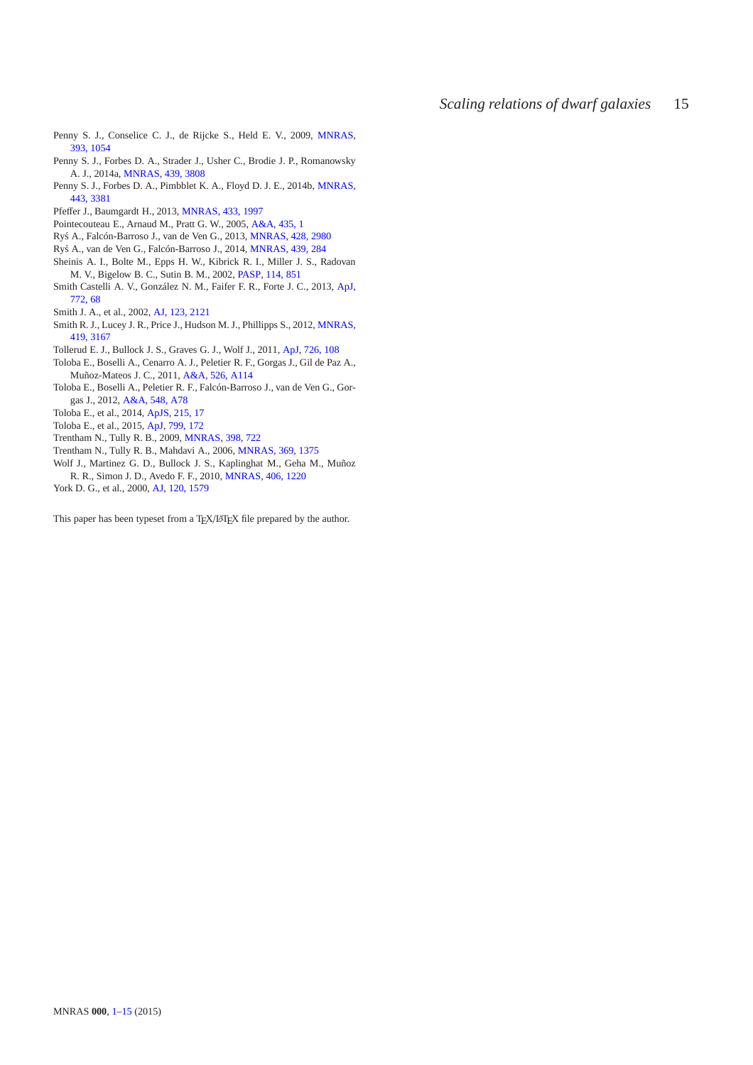Penny S. J., Conselice C. J., de Rijcke S., Held E. V., 2009, MNRAS, 393, 1054

Penny S. J., Forbes D. A., Strader J., Usher C., Brodie J. P., Romanowsky A. J., 2014a, MNRAS, 439, 3808

Penny S. J., Forbes D. A., Pimbblet K. A., Floyd D. J. E., 2014b, MNRAS, 443, 3381

Pfeffer J., Baumgardt H., 2013, MNRAS, 433, 1997

Pointecouteau E., Arnaud M., Pratt G. W., 2005, A&A, 435, 1

Ryś A., Falcón-Barroso J., van de Ven G., 2013, MNRAS, 428, 2980

Ryś A., van de Ven G., Falcón-Barroso J., 2014, MNRAS, 439, 284

Sheinis A. I., Bolte M., Epps H. W., Kibrick R. I., Miller J. S., Radovan M. V., Bigelow B. C., Sutin B. M., 2002, PASP, 114, 851

Smith Castelli A. V., González N. M., Faifer F. R., Forte J. C., 2013, ApJ, 772, 68

Smith J. A., et al., 2002, AJ, 123, 2121

Smith R. J., Lucey J. R., Price J., Hudson M. J., Phillipps S., 2012, MNRAS, 419, 3167

Tollerud E. J., Bullock J. S., Graves G. J., Wolf J., 2011, ApJ, 726, 108

Toloba E., Boselli A., Cenarro A. J., Peletier R. F., Gorgas J., Gil de Paz A., Muñoz-Mateos J. C., 2011, A&A, 526, A114

Toloba E., Boselli A., Peletier R. F., Falcón-Barroso J., van de Ven G., Gorgas J., 2012, A&A, 548, A78

Toloba E., et al., 2014, ApJS, 215, 17

Toloba E., et al., 2015, ApJ, 799, 172

Trentham N., Tully R. B., 2009, MNRAS, 398, 722

Trentham N., Tully R. B., Mahdavi A., 2006, MNRAS, 369, 1375

Wolf J., Martinez G. D., Bullock J. S., Kaplinghat M., Geha M., Muñoz R. R., Simon J. D., Avedo F. F., 2010, MNRAS, 406, 1220

York D. G., et al., 2000, AJ, 120, 1579

This paper has been typeset from a TEX/LATEX file prepared by the author.